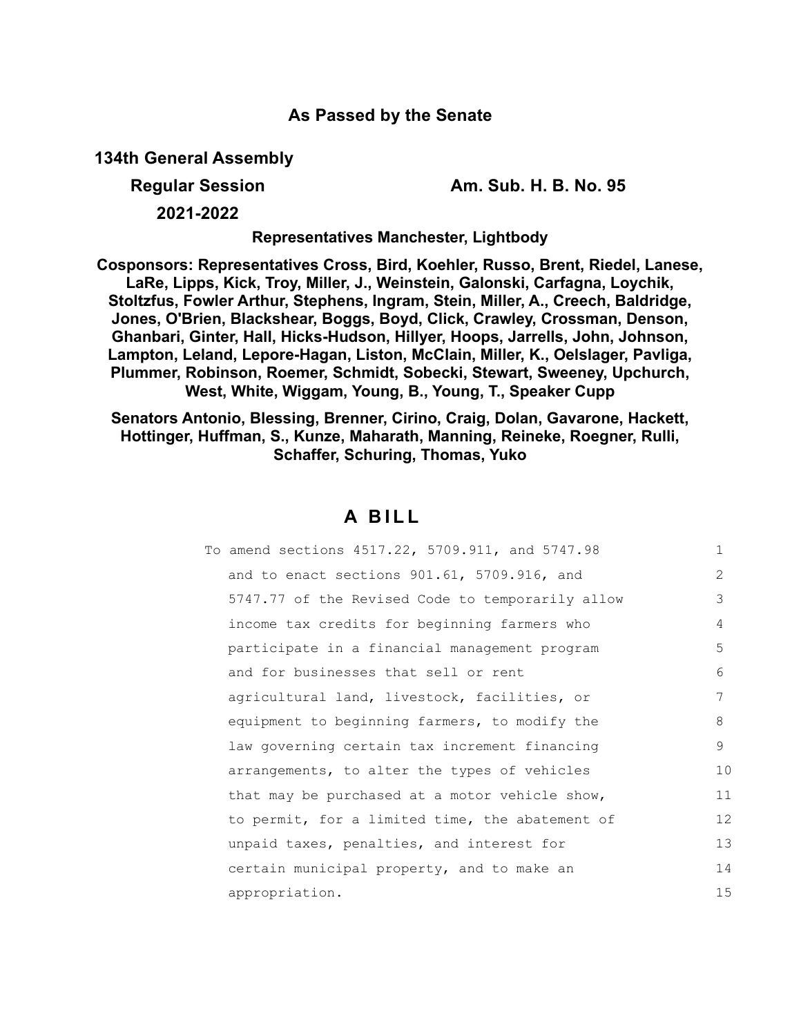**As Passed by the Senate**

**134th General Assembly**

**Regular Session** **Am. Sub. H. B. No. 95**

**2021-2022**

**Representatives Manchester, Lightbody**

**Cosponsors: Representatives Cross, Bird, Koehler, Russo, Brent, Riedel, Lanese, LaRe, Lipps, Kick, Troy, Miller, J., Weinstein, Galonski, Carfagna, Loychik, Stoltzfus, Fowler Arthur, Stephens, Ingram, Stein, Miller, A., Creech, Baldridge, Jones, O'Brien, Blackshear, Boggs, Boyd, Click, Crawley, Crossman, Denson, Ghanbari, Ginter, Hall, Hicks-Hudson, Hillyer, Hoops, Jarrells, John, Johnson, Lampton, Leland, Lepore-Hagan, Liston, McClain, Miller, K., Oelslager, Pavliga, Plummer, Robinson, Roemer, Schmidt, Sobecki, Stewart, Sweeney, Upchurch, West, White, Wiggam, Young, B., Young, T., Speaker Cupp**

**Senators Antonio, Blessing, Brenner, Cirino, Craig, Dolan, Gavarone, Hackett, Hottinger, Huffman, S., Kunze, Maharath, Manning, Reineke, Roegner, Rulli, Schaffer, Schuring, Thomas, Yuko**

# A BILL

To amend sections 4517.22, 5709.911, and 5747.98 and to enact sections 901.61, 5709.916, and 5747.77 of the Revised Code to temporarily allow income tax credits for beginning farmers who participate in a financial management program and for businesses that sell or rent agricultural land, livestock, facilities, or equipment to beginning farmers, to modify the law governing certain tax increment financing arrangements, to alter the types of vehicles that may be purchased at a motor vehicle show, to permit, for a limited time, the abatement of unpaid taxes, penalties, and interest for certain municipal property, and to make an appropriation.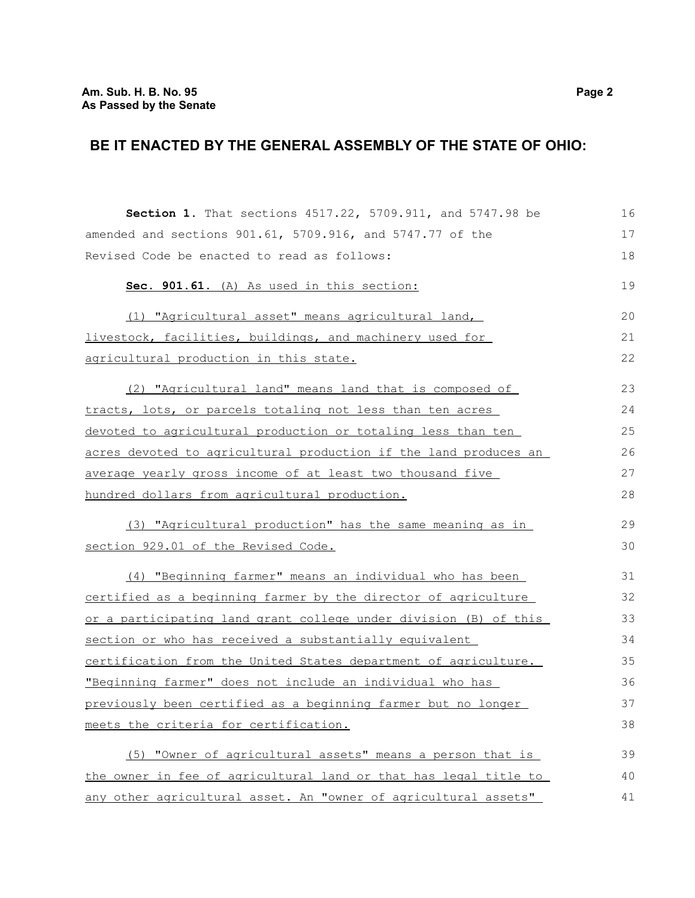## BE IT ENACTED BY THE GENERAL ASSEMBLY OF THE STATE OF OHIO:

**Section 1.** That sections 4517.22, 5709.911, and 5747.98 be amended and sections 901.61, 5709.916, and 5747.77 of the Revised Code be enacted to read as follows:

**Sec. 901.61.** (A) As used in this section:

(1) "Agricultural asset" means agricultural land, livestock, facilities, buildings, and machinery used for agricultural production in this state.

(2) "Agricultural land" means land that is composed of tracts, lots, or parcels totaling not less than ten acres devoted to agricultural production or totaling less than ten acres devoted to agricultural production if the land produces an average yearly gross income of at least two thousand five hundred dollars from agricultural production.

(3) "Agricultural production" has the same meaning as in section 929.01 of the Revised Code.

(4) "Beginning farmer" means an individual who has been certified as a beginning farmer by the director of agriculture or a participating land grant college under division (B) of this section or who has received a substantially equivalent certification from the United States department of agriculture. "Beginning farmer" does not include an individual who has previously been certified as a beginning farmer but no longer meets the criteria for certification.

(5) "Owner of agricultural assets" means a person that is the owner in fee of agricultural land or that has legal title to any other agricultural asset. An "owner of agricultural assets"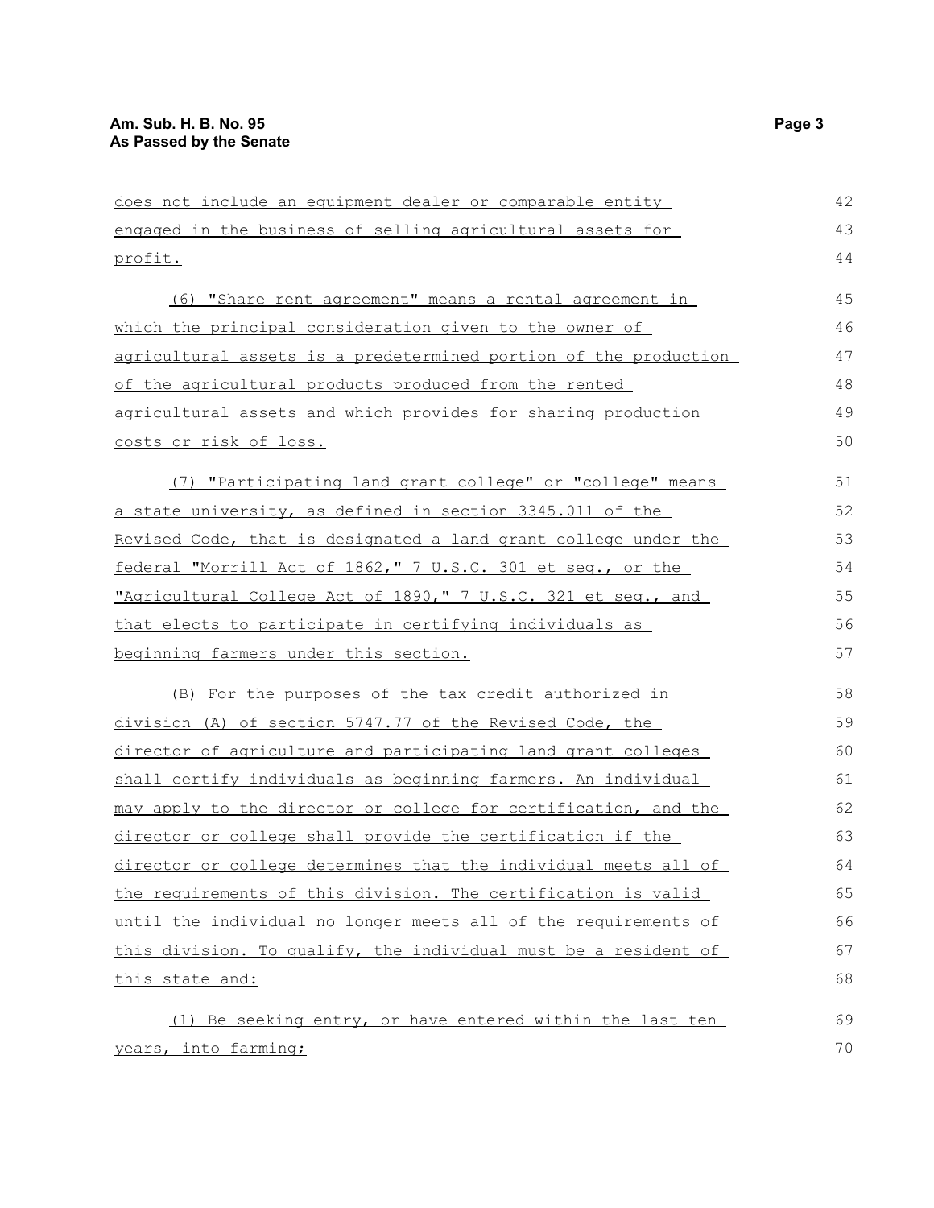does not include an equipment dealer or comparable entity engaged in the business of selling agricultural assets for profit.

(6) "Share rent agreement" means a rental agreement in which the principal consideration given to the owner of agricultural assets is a predetermined portion of the production of the agricultural products produced from the rented agricultural assets and which provides for sharing production costs or risk of loss.

(7) "Participating land grant college" or "college" means a state university, as defined in section 3345.011 of the Revised Code, that is designated a land grant college under the federal "Morrill Act of 1862," 7 U.S.C. 301 et seq., or the "Agricultural College Act of 1890," 7 U.S.C. 321 et seq., and that elects to participate in certifying individuals as beginning farmers under this section.

(B) For the purposes of the tax credit authorized in division (A) of section 5747.77 of the Revised Code, the director of agriculture and participating land grant colleges shall certify individuals as beginning farmers. An individual may apply to the director or college for certification, and the director or college shall provide the certification if the director or college determines that the individual meets all of the requirements of this division. The certification is valid until the individual no longer meets all of the requirements of this division. To qualify, the individual must be a resident of this state and:

(1) Be seeking entry, or have entered within the last ten years, into farming;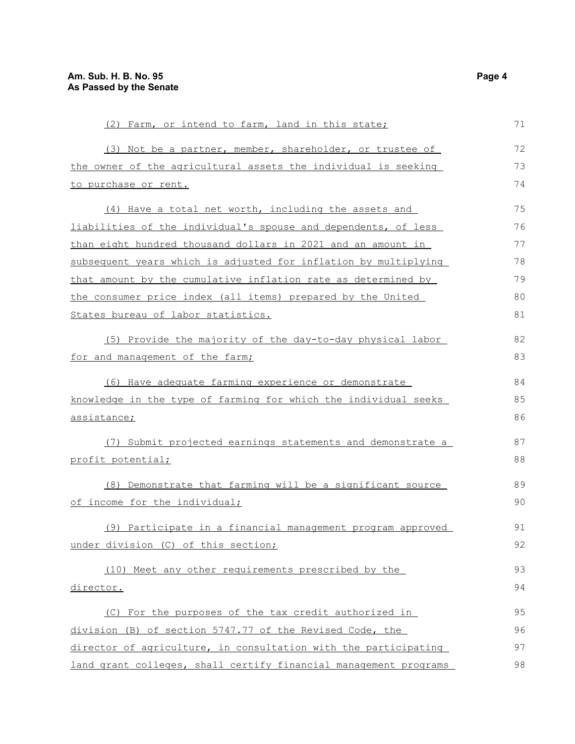(2) Farm, or intend to farm, land in this state;

(3) Not be a partner, member, shareholder, or trustee of the owner of the agricultural assets the individual is seeking to purchase or rent.

(4) Have a total net worth, including the assets and liabilities of the individual's spouse and dependents, of less than eight hundred thousand dollars in 2021 and an amount in subsequent years which is adjusted for inflation by multiplying that amount by the cumulative inflation rate as determined by the consumer price index (all items) prepared by the United States bureau of labor statistics.

(5) Provide the majority of the day-to-day physical labor for and management of the farm;

(6) Have adequate farming experience or demonstrate knowledge in the type of farming for which the individual seeks assistance;

(7) Submit projected earnings statements and demonstrate a profit potential;

(8) Demonstrate that farming will be a significant source of income for the individual;

(9) Participate in a financial management program approved under division (C) of this section;

(10) Meet any other requirements prescribed by the director.

(C) For the purposes of the tax credit authorized in division (B) of section 5747.77 of the Revised Code, the director of agriculture, in consultation with the participating land grant colleges, shall certify financial management programs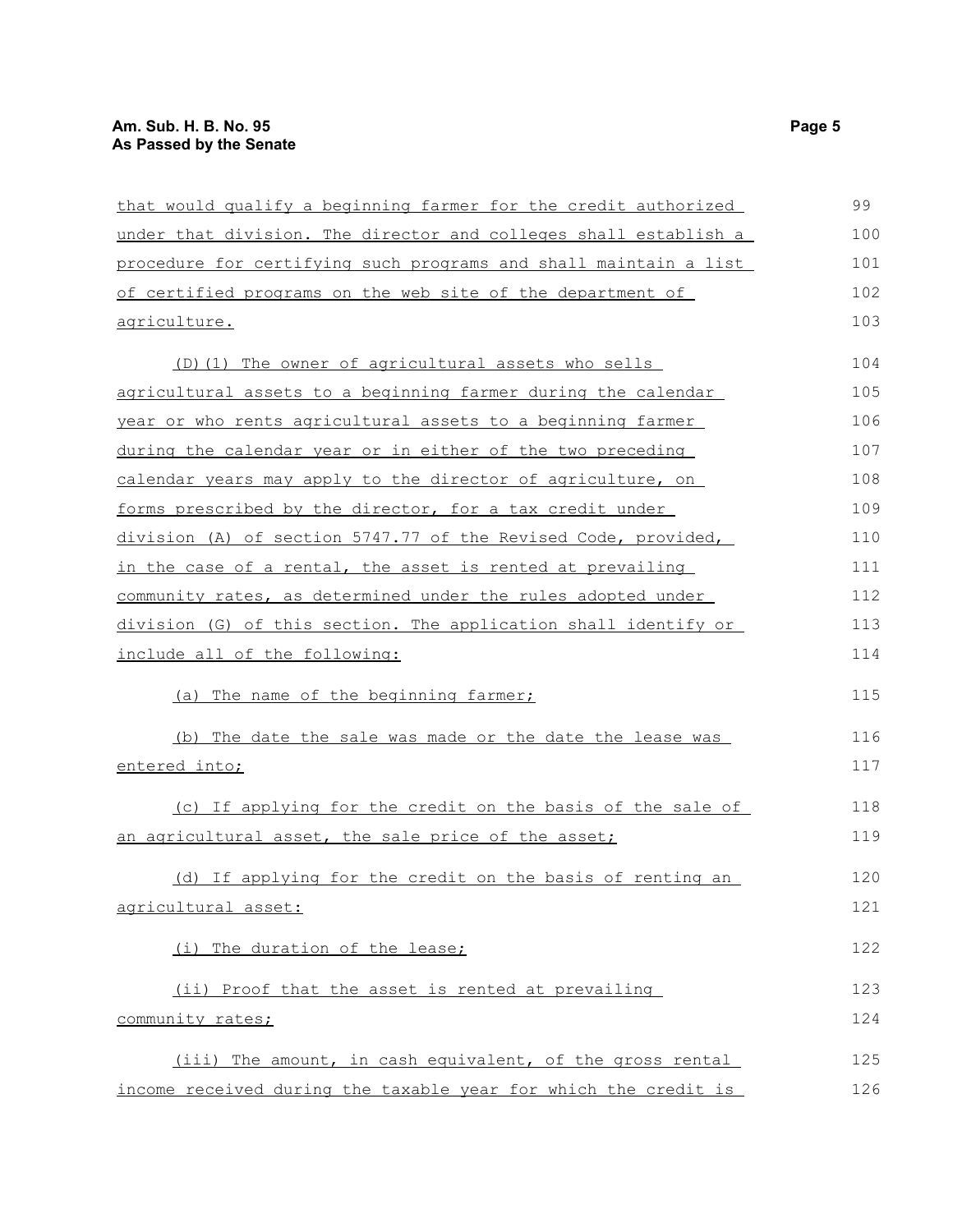that would qualify a beginning farmer for the credit authorized under that division. The director and colleges shall establish a procedure for certifying such programs and shall maintain a list of certified programs on the web site of the department of agriculture.

(D)(1) The owner of agricultural assets who sells agricultural assets to a beginning farmer during the calendar year or who rents agricultural assets to a beginning farmer during the calendar year or in either of the two preceding calendar years may apply to the director of agriculture, on forms prescribed by the director, for a tax credit under division (A) of section 5747.77 of the Revised Code, provided, in the case of a rental, the asset is rented at prevailing community rates, as determined under the rules adopted under division (G) of this section. The application shall identify or include all of the following:

(a) The name of the beginning farmer;

(b) The date the sale was made or the date the lease was entered into;

(c) If applying for the credit on the basis of the sale of an agricultural asset, the sale price of the asset;

(d) If applying for the credit on the basis of renting an agricultural asset:

(i) The duration of the lease;

(ii) Proof that the asset is rented at prevailing community rates;

(iii) The amount, in cash equivalent, of the gross rental income received during the taxable year for which the credit is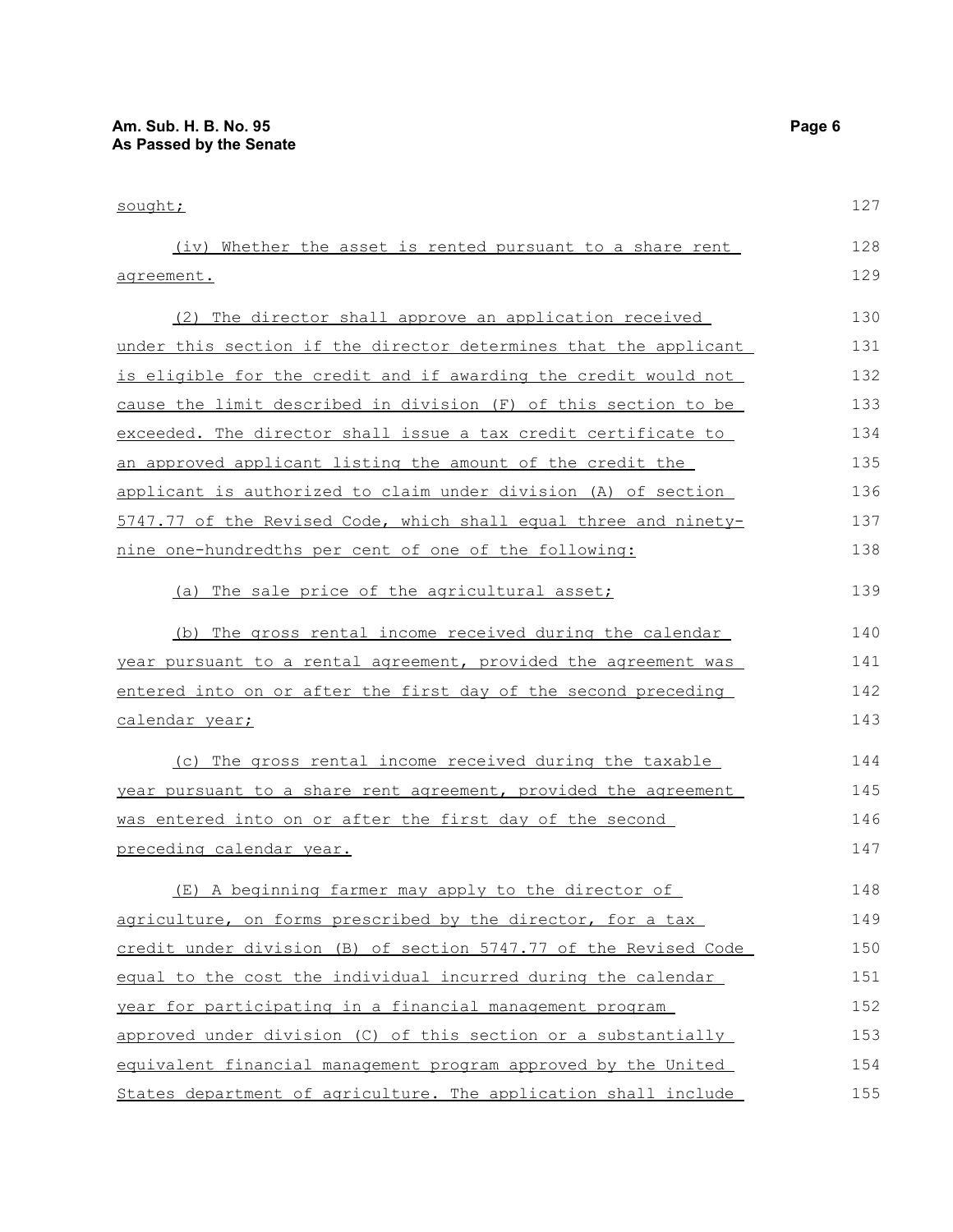sought;

(iv) Whether the asset is rented pursuant to a share rent agreement.

(2) The director shall approve an application received under this section if the director determines that the applicant is eligible for the credit and if awarding the credit would not cause the limit described in division (F) of this section to be exceeded. The director shall issue a tax credit certificate to an approved applicant listing the amount of the credit the applicant is authorized to claim under division (A) of section 5747.77 of the Revised Code, which shall equal three and ninety-nine one-hundredths per cent of one of the following:

(a) The sale price of the agricultural asset;

(b) The gross rental income received during the calendar year pursuant to a rental agreement, provided the agreement was entered into on or after the first day of the second preceding calendar year;

(c) The gross rental income received during the taxable year pursuant to a share rent agreement, provided the agreement was entered into on or after the first day of the second preceding calendar year.

(E) A beginning farmer may apply to the director of agriculture, on forms prescribed by the director, for a tax credit under division (B) of section 5747.77 of the Revised Code equal to the cost the individual incurred during the calendar year for participating in a financial management program approved under division (C) of this section or a substantially equivalent financial management program approved by the United States department of agriculture. The application shall include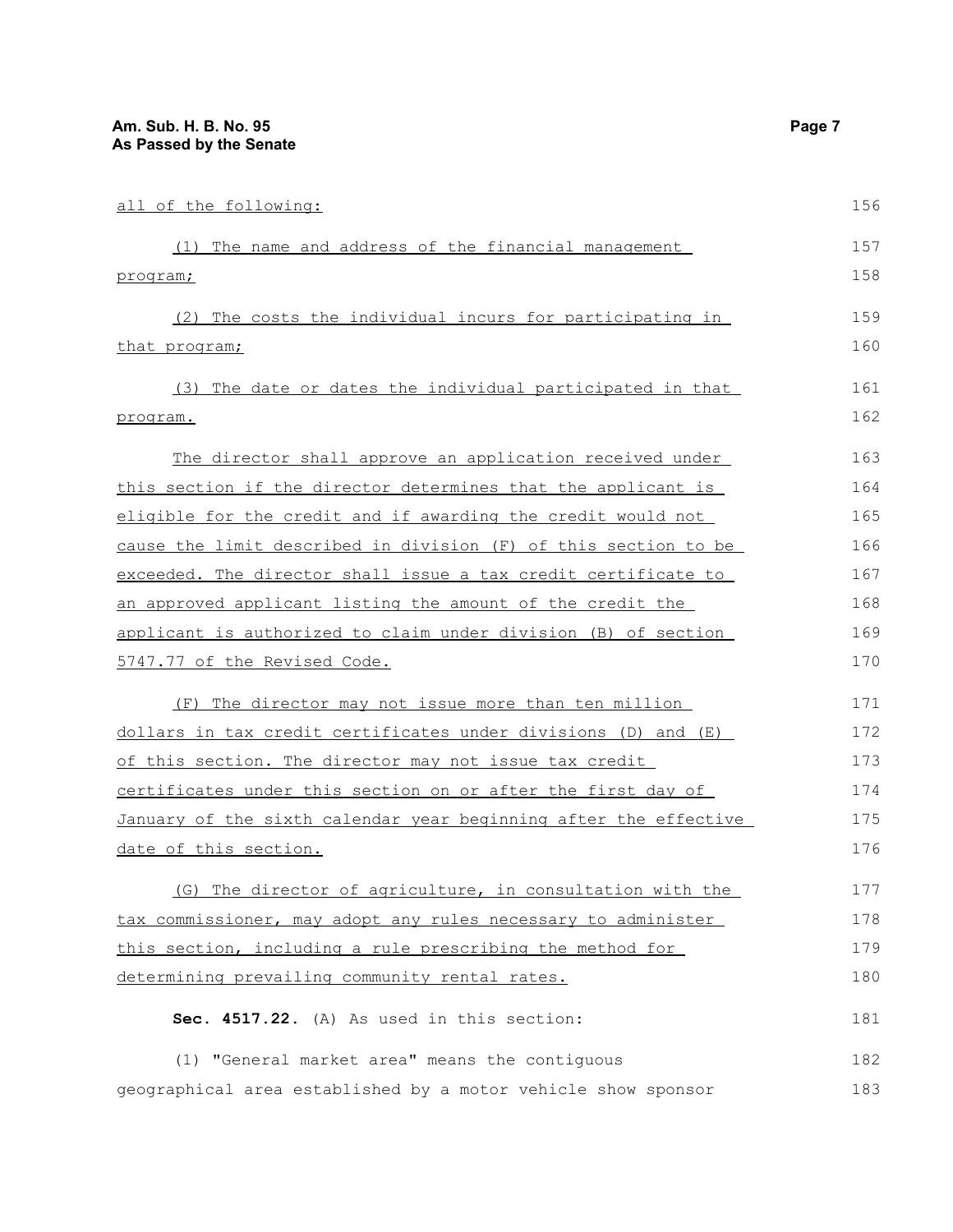all of the following:

(1) The name and address of the financial management program;

(2) The costs the individual incurs for participating in that program;

(3) The date or dates the individual participated in that program.

The director shall approve an application received under this section if the director determines that the applicant is eligible for the credit and if awarding the credit would not cause the limit described in division (F) of this section to be exceeded. The director shall issue a tax credit certificate to an approved applicant listing the amount of the credit the applicant is authorized to claim under division (B) of section 5747.77 of the Revised Code.

(F) The director may not issue more than ten million dollars in tax credit certificates under divisions (D) and (E) of this section. The director may not issue tax credit certificates under this section on or after the first day of January of the sixth calendar year beginning after the effective date of this section.

(G) The director of agriculture, in consultation with the tax commissioner, may adopt any rules necessary to administer this section, including a rule prescribing the method for determining prevailing community rental rates.

**Sec. 4517.22.** (A) As used in this section:

(1) "General market area" means the contiguous geographical area established by a motor vehicle show sponsor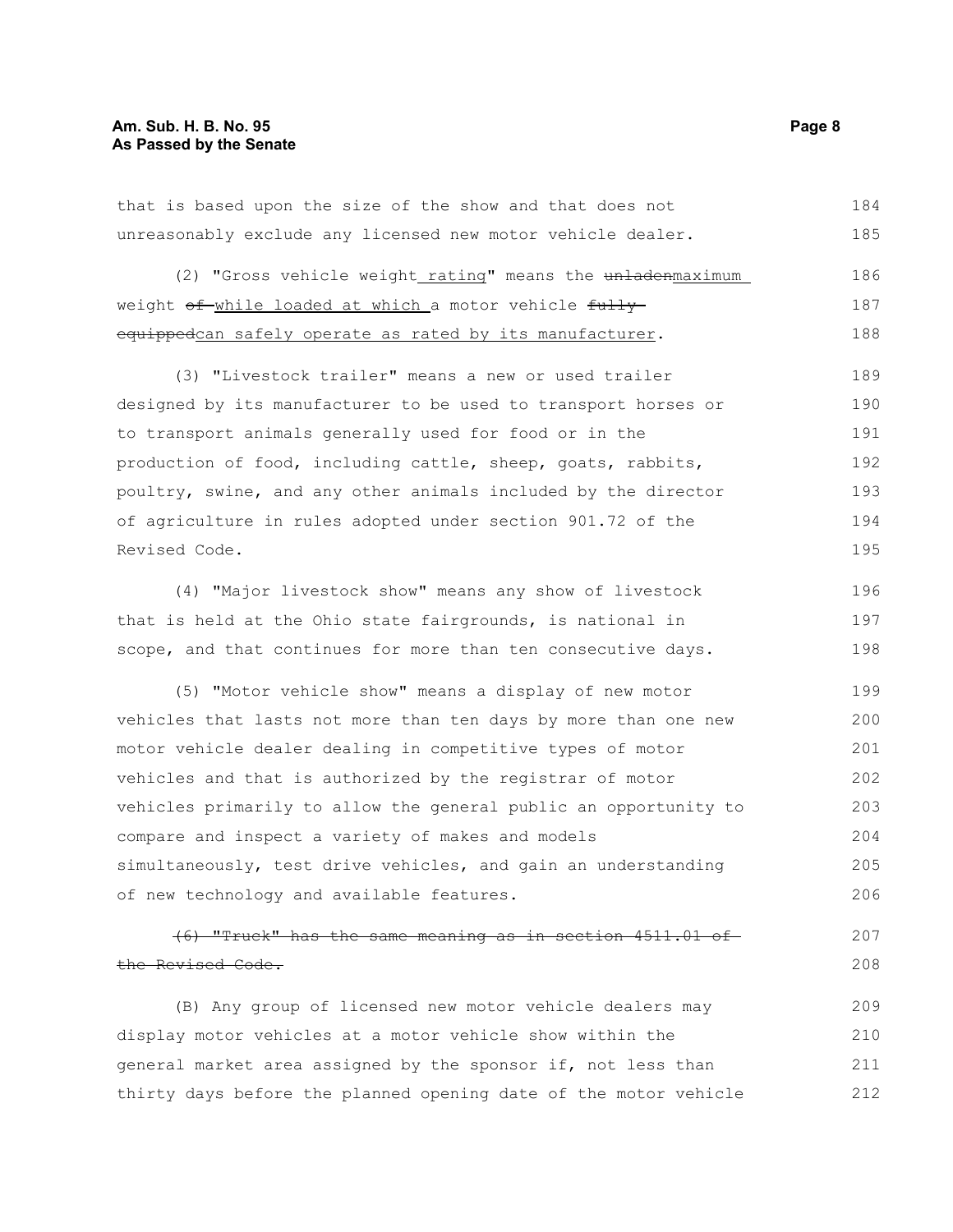that is based upon the size of the show and that does not unreasonably exclude any licensed new motor vehicle dealer.

(2) "Gross vehicle weight rating" means the ~~unladen~~maximum weight ~~of~~ while loaded at which a motor vehicle ~~fully equipped~~can safely operate as rated by its manufacturer.

(3) "Livestock trailer" means a new or used trailer designed by its manufacturer to be used to transport horses or to transport animals generally used for food or in the production of food, including cattle, sheep, goats, rabbits, poultry, swine, and any other animals included by the director of agriculture in rules adopted under section 901.72 of the Revised Code.

(4) "Major livestock show" means any show of livestock that is held at the Ohio state fairgrounds, is national in scope, and that continues for more than ten consecutive days.

(5) "Motor vehicle show" means a display of new motor vehicles that lasts not more than ten days by more than one new motor vehicle dealer dealing in competitive types of motor vehicles and that is authorized by the registrar of motor vehicles primarily to allow the general public an opportunity to compare and inspect a variety of makes and models simultaneously, test drive vehicles, and gain an understanding of new technology and available features.

~~(6) "Truck" has the same meaning as in section 4511.01 of the Revised Code.~~

(B) Any group of licensed new motor vehicle dealers may display motor vehicles at a motor vehicle show within the general market area assigned by the sponsor if, not less than thirty days before the planned opening date of the motor vehicle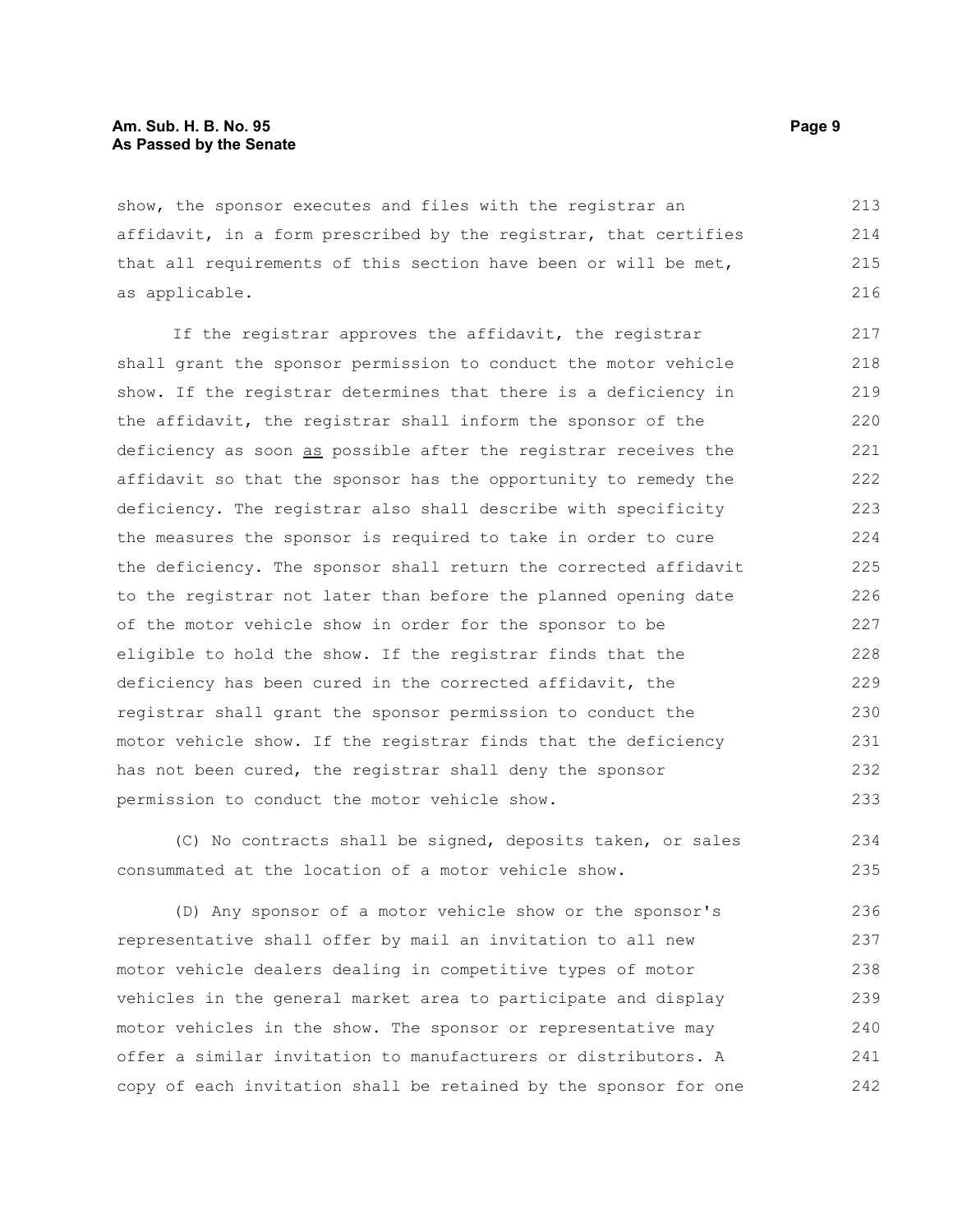show, the sponsor executes and files with the registrar an affidavit, in a form prescribed by the registrar, that certifies that all requirements of this section have been or will be met, as applicable.

If the registrar approves the affidavit, the registrar shall grant the sponsor permission to conduct the motor vehicle show. If the registrar determines that there is a deficiency in the affidavit, the registrar shall inform the sponsor of the deficiency as soon as possible after the registrar receives the affidavit so that the sponsor has the opportunity to remedy the deficiency. The registrar also shall describe with specificity the measures the sponsor is required to take in order to cure the deficiency. The sponsor shall return the corrected affidavit to the registrar not later than before the planned opening date of the motor vehicle show in order for the sponsor to be eligible to hold the show. If the registrar finds that the deficiency has been cured in the corrected affidavit, the registrar shall grant the sponsor permission to conduct the motor vehicle show. If the registrar finds that the deficiency has not been cured, the registrar shall deny the sponsor permission to conduct the motor vehicle show.

(C) No contracts shall be signed, deposits taken, or sales consummated at the location of a motor vehicle show.

(D) Any sponsor of a motor vehicle show or the sponsor's representative shall offer by mail an invitation to all new motor vehicle dealers dealing in competitive types of motor vehicles in the general market area to participate and display motor vehicles in the show. The sponsor or representative may offer a similar invitation to manufacturers or distributors. A copy of each invitation shall be retained by the sponsor for one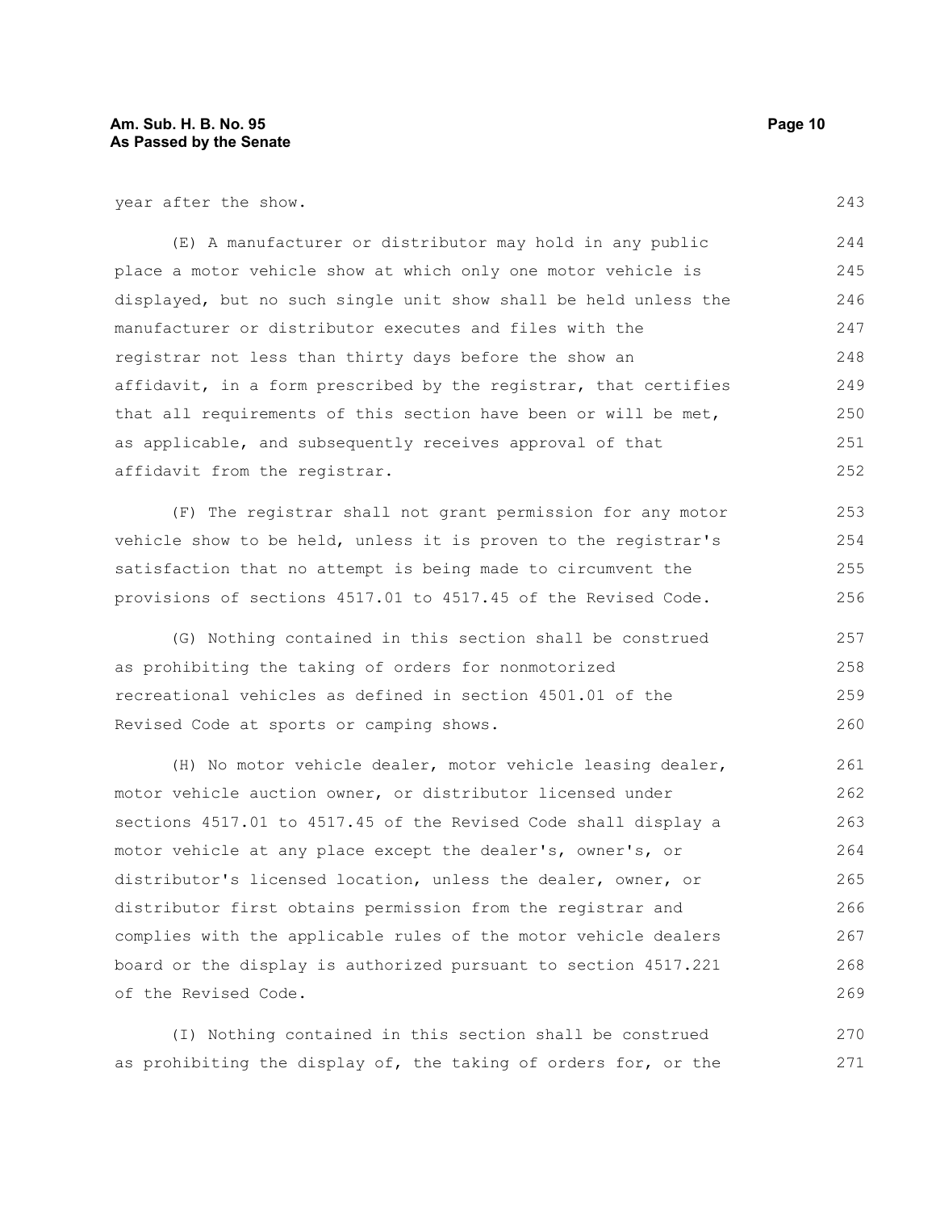year after the show.

(E) A manufacturer or distributor may hold in any public place a motor vehicle show at which only one motor vehicle is displayed, but no such single unit show shall be held unless the manufacturer or distributor executes and files with the registrar not less than thirty days before the show an affidavit, in a form prescribed by the registrar, that certifies that all requirements of this section have been or will be met, as applicable, and subsequently receives approval of that affidavit from the registrar.

(F) The registrar shall not grant permission for any motor vehicle show to be held, unless it is proven to the registrar's satisfaction that no attempt is being made to circumvent the provisions of sections 4517.01 to 4517.45 of the Revised Code.

(G) Nothing contained in this section shall be construed as prohibiting the taking of orders for nonmotorized recreational vehicles as defined in section 4501.01 of the Revised Code at sports or camping shows.

(H) No motor vehicle dealer, motor vehicle leasing dealer, motor vehicle auction owner, or distributor licensed under sections 4517.01 to 4517.45 of the Revised Code shall display a motor vehicle at any place except the dealer's, owner's, or distributor's licensed location, unless the dealer, owner, or distributor first obtains permission from the registrar and complies with the applicable rules of the motor vehicle dealers board or the display is authorized pursuant to section 4517.221 of the Revised Code.

(I) Nothing contained in this section shall be construed as prohibiting the display of, the taking of orders for, or the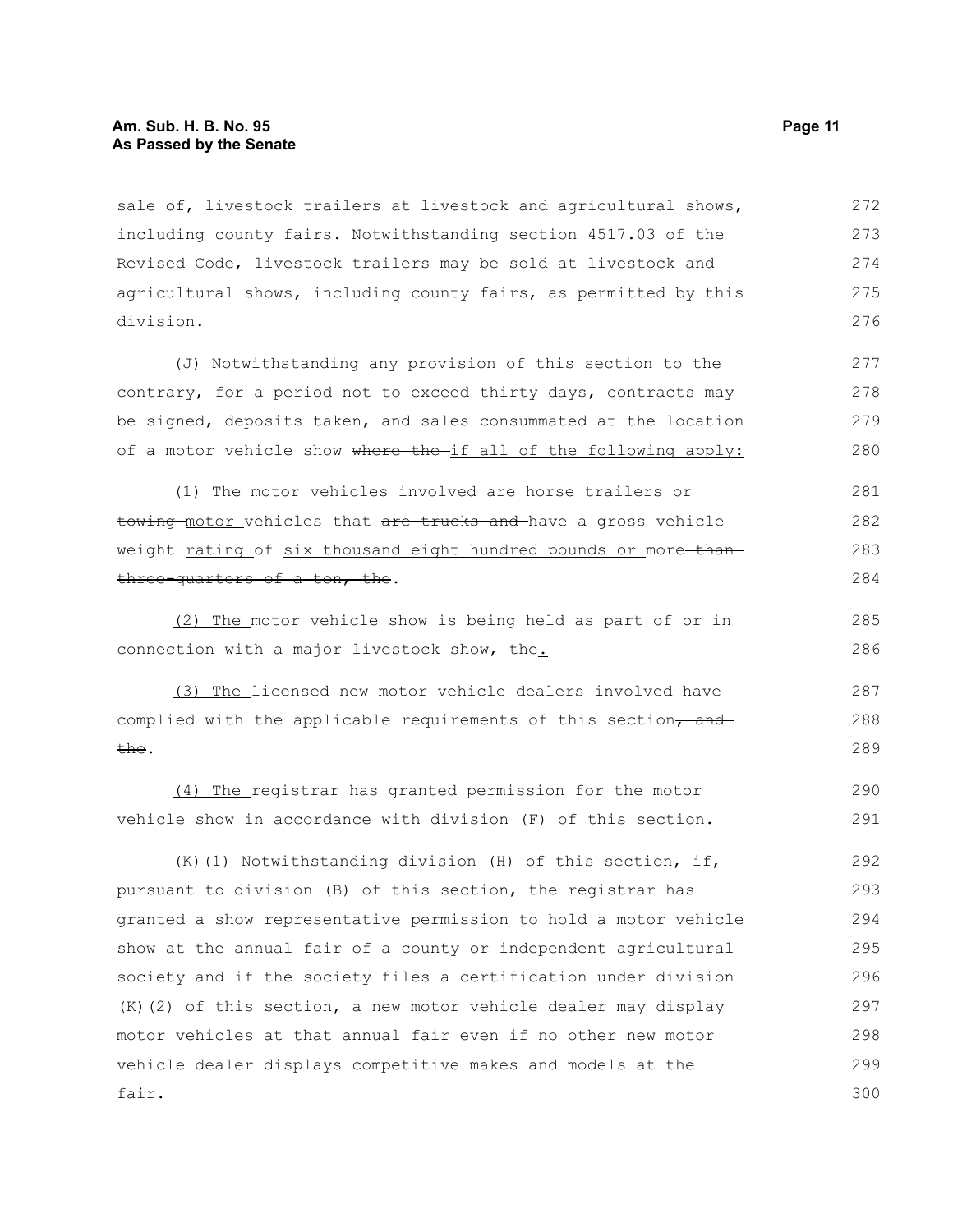sale of, livestock trailers at livestock and agricultural shows, including county fairs. Notwithstanding section 4517.03 of the Revised Code, livestock trailers may be sold at livestock and agricultural shows, including county fairs, as permitted by this division.

(J) Notwithstanding any provision of this section to the contrary, for a period not to exceed thirty days, contracts may be signed, deposits taken, and sales consummated at the location of a motor vehicle show ~~where the~~ if all of the following apply:

(1) The motor vehicles involved are horse trailers or ~~towing~~ motor vehicles that ~~are trucks and~~ have a gross vehicle weight rating of six thousand eight hundred pounds or more ~~than three-quarters of a ton, the~~.

(2) The motor vehicle show is being held as part of or in connection with a major livestock show~~, the~~.

(3) The licensed new motor vehicle dealers involved have complied with the applicable requirements of this section~~, and the~~.

(4) The registrar has granted permission for the motor vehicle show in accordance with division (F) of this section.

(K)(1) Notwithstanding division (H) of this section, if, pursuant to division (B) of this section, the registrar has granted a show representative permission to hold a motor vehicle show at the annual fair of a county or independent agricultural society and if the society files a certification under division (K)(2) of this section, a new motor vehicle dealer may display motor vehicles at that annual fair even if no other new motor vehicle dealer displays competitive makes and models at the fair.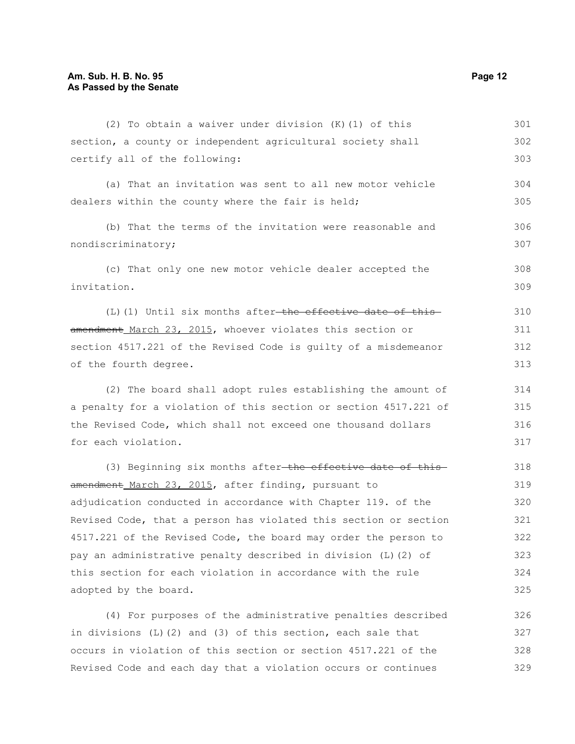(2) To obtain a waiver under division (K)(1) of this section, a county or independent agricultural society shall certify all of the following:

(a) That an invitation was sent to all new motor vehicle dealers within the county where the fair is held;

(b) That the terms of the invitation were reasonable and nondiscriminatory;

(c) That only one new motor vehicle dealer accepted the invitation.

(L)(1) Until six months after ~~the effective date of this amendment~~ March 23, 2015, whoever violates this section or section 4517.221 of the Revised Code is guilty of a misdemeanor of the fourth degree.

(2) The board shall adopt rules establishing the amount of a penalty for a violation of this section or section 4517.221 of the Revised Code, which shall not exceed one thousand dollars for each violation.

(3) Beginning six months after ~~the effective date of this amendment~~ March 23, 2015, after finding, pursuant to adjudication conducted in accordance with Chapter 119. of the Revised Code, that a person has violated this section or section 4517.221 of the Revised Code, the board may order the person to pay an administrative penalty described in division (L)(2) of this section for each violation in accordance with the rule adopted by the board.

(4) For purposes of the administrative penalties described in divisions (L)(2) and (3) of this section, each sale that occurs in violation of this section or section 4517.221 of the Revised Code and each day that a violation occurs or continues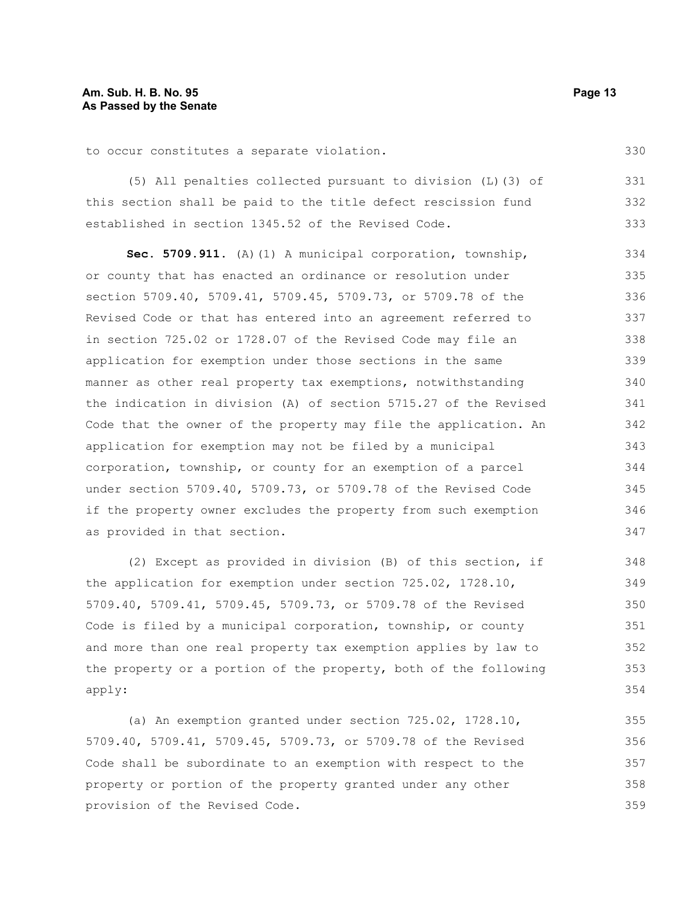to occur constitutes a separate violation.

(5) All penalties collected pursuant to division (L)(3) of this section shall be paid to the title defect rescission fund established in section 1345.52 of the Revised Code.

**Sec. 5709.911.** (A)(1) A municipal corporation, township, or county that has enacted an ordinance or resolution under section 5709.40, 5709.41, 5709.45, 5709.73, or 5709.78 of the Revised Code or that has entered into an agreement referred to in section 725.02 or 1728.07 of the Revised Code may file an application for exemption under those sections in the same manner as other real property tax exemptions, notwithstanding the indication in division (A) of section 5715.27 of the Revised Code that the owner of the property may file the application. An application for exemption may not be filed by a municipal corporation, township, or county for an exemption of a parcel under section 5709.40, 5709.73, or 5709.78 of the Revised Code if the property owner excludes the property from such exemption as provided in that section.

(2) Except as provided in division (B) of this section, if the application for exemption under section 725.02, 1728.10, 5709.40, 5709.41, 5709.45, 5709.73, or 5709.78 of the Revised Code is filed by a municipal corporation, township, or county and more than one real property tax exemption applies by law to the property or a portion of the property, both of the following apply:

(a) An exemption granted under section 725.02, 1728.10, 5709.40, 5709.41, 5709.45, 5709.73, or 5709.78 of the Revised Code shall be subordinate to an exemption with respect to the property or portion of the property granted under any other provision of the Revised Code.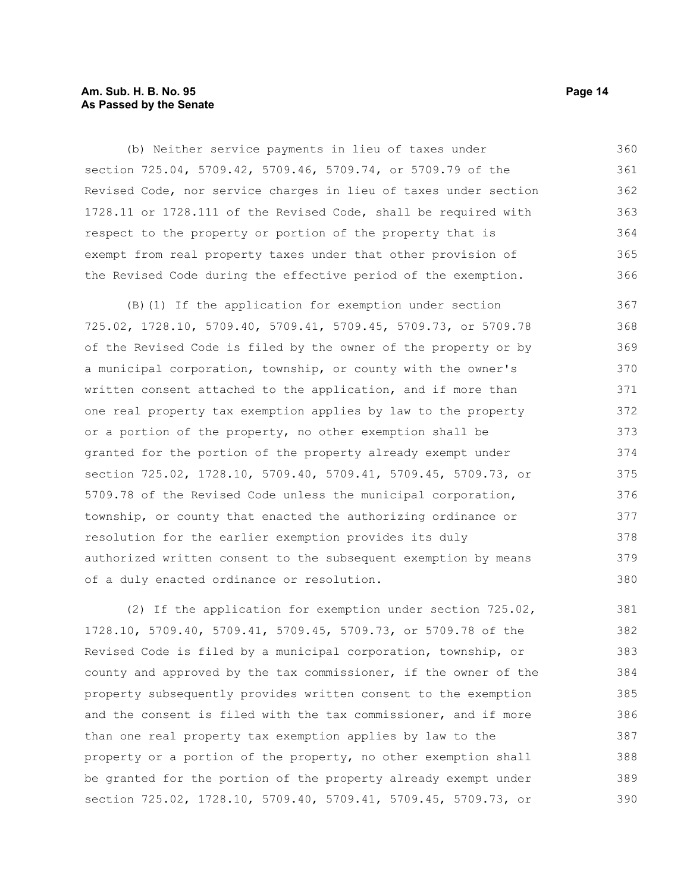(b) Neither service payments in lieu of taxes under section 725.04, 5709.42, 5709.46, 5709.74, or 5709.79 of the Revised Code, nor service charges in lieu of taxes under section 1728.11 or 1728.111 of the Revised Code, shall be required with respect to the property or portion of the property that is exempt from real property taxes under that other provision of the Revised Code during the effective period of the exemption.

(B)(1) If the application for exemption under section 725.02, 1728.10, 5709.40, 5709.41, 5709.45, 5709.73, or 5709.78 of the Revised Code is filed by the owner of the property or by a municipal corporation, township, or county with the owner's written consent attached to the application, and if more than one real property tax exemption applies by law to the property or a portion of the property, no other exemption shall be granted for the portion of the property already exempt under section 725.02, 1728.10, 5709.40, 5709.41, 5709.45, 5709.73, or 5709.78 of the Revised Code unless the municipal corporation, township, or county that enacted the authorizing ordinance or resolution for the earlier exemption provides its duly authorized written consent to the subsequent exemption by means of a duly enacted ordinance or resolution.

(2) If the application for exemption under section 725.02, 1728.10, 5709.40, 5709.41, 5709.45, 5709.73, or 5709.78 of the Revised Code is filed by a municipal corporation, township, or county and approved by the tax commissioner, if the owner of the property subsequently provides written consent to the exemption and the consent is filed with the tax commissioner, and if more than one real property tax exemption applies by law to the property or a portion of the property, no other exemption shall be granted for the portion of the property already exempt under section 725.02, 1728.10, 5709.40, 5709.41, 5709.45, 5709.73, or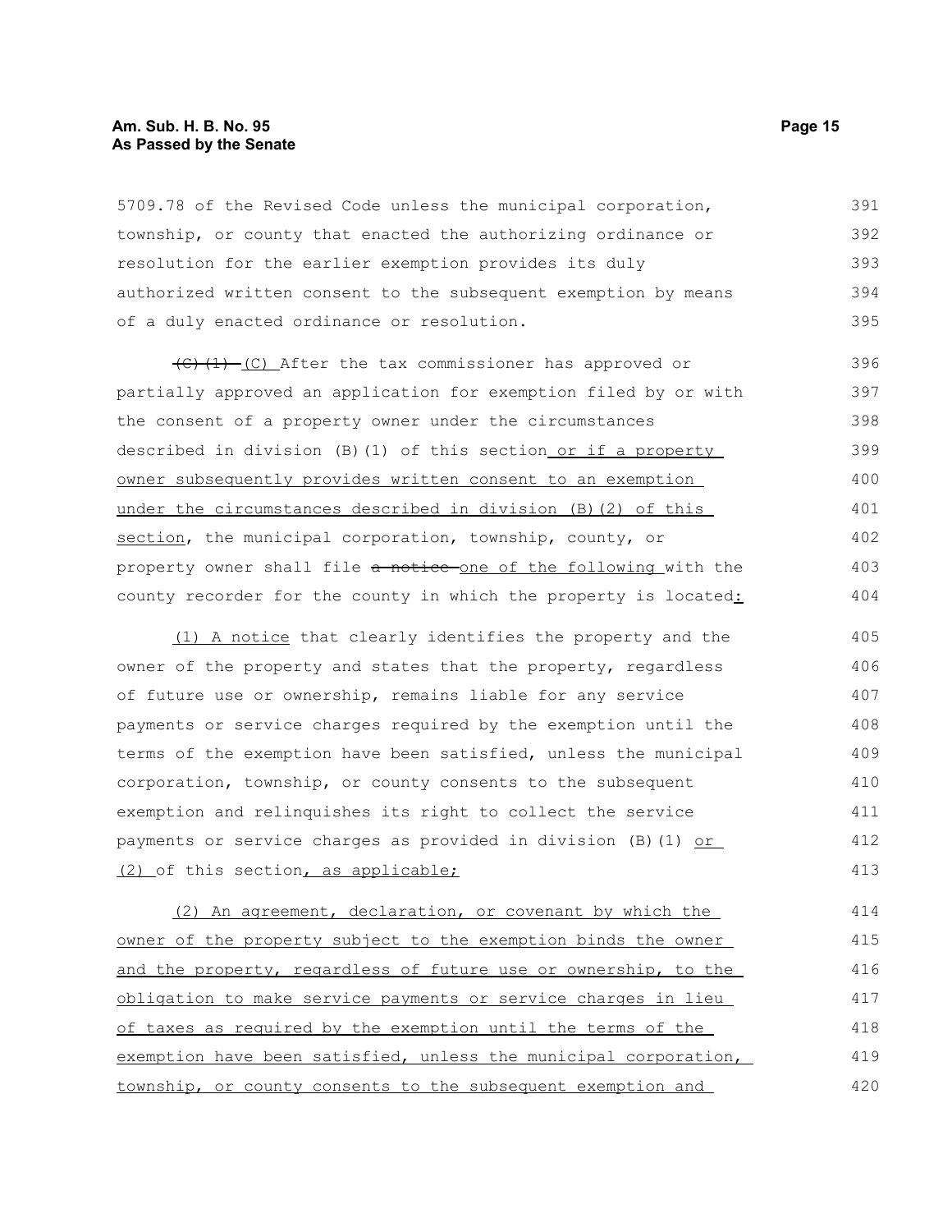5709.78 of the Revised Code unless the municipal corporation, township, or county that enacted the authorizing ordinance or resolution for the earlier exemption provides its duly authorized written consent to the subsequent exemption by means of a duly enacted ordinance or resolution.

~~(C)(1)~~ (C) After the tax commissioner has approved or partially approved an application for exemption filed by or with the consent of a property owner under the circumstances described in division (B)(1) of this section or if a property owner subsequently provides written consent to an exemption under the circumstances described in division (B)(2) of this section, the municipal corporation, township, county, or property owner shall file ~~a notice~~ one of the following with the county recorder for the county in which the property is located:

(1) A notice that clearly identifies the property and the owner of the property and states that the property, regardless of future use or ownership, remains liable for any service payments or service charges required by the exemption until the terms of the exemption have been satisfied, unless the municipal corporation, township, or county consents to the subsequent exemption and relinquishes its right to collect the service payments or service charges as provided in division (B)(1) or (2) of this section, as applicable;

(2) An agreement, declaration, or covenant by which the owner of the property subject to the exemption binds the owner and the property, regardless of future use or ownership, to the obligation to make service payments or service charges in lieu of taxes as required by the exemption until the terms of the exemption have been satisfied, unless the municipal corporation, township, or county consents to the subsequent exemption and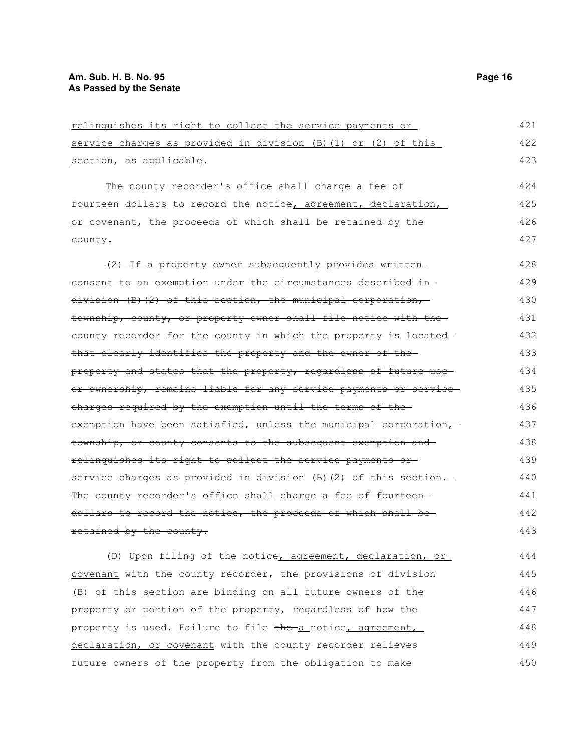relinquishes its right to collect the service payments or service charges as provided in division (B)(1) or (2) of this section, as applicable.

The county recorder's office shall charge a fee of fourteen dollars to record the notice, agreement, declaration, or covenant, the proceeds of which shall be retained by the county.

~~(2) If a property owner subsequently provides written consent to an exemption under the circumstances described in division (B)(2) of this section, the municipal corporation, township, county, or property owner shall file notice with the county recorder for the county in which the property is located that clearly identifies the property and the owner of the property and states that the property, regardless of future use or ownership, remains liable for any service payments or service charges required by the exemption until the terms of the exemption have been satisfied, unless the municipal corporation, township, or county consents to the subsequent exemption and relinquishes its right to collect the service payments or service charges as provided in division (B)(2) of this section. The county recorder's office shall charge a fee of fourteen dollars to record the notice, the proceeds of which shall be retained by the county.~~

(D) Upon filing of the notice, agreement, declaration, or covenant with the county recorder, the provisions of division (B) of this section are binding on all future owners of the property or portion of the property, regardless of how the property is used. Failure to file ~~the~~ a notice, agreement, declaration, or covenant with the county recorder relieves future owners of the property from the obligation to make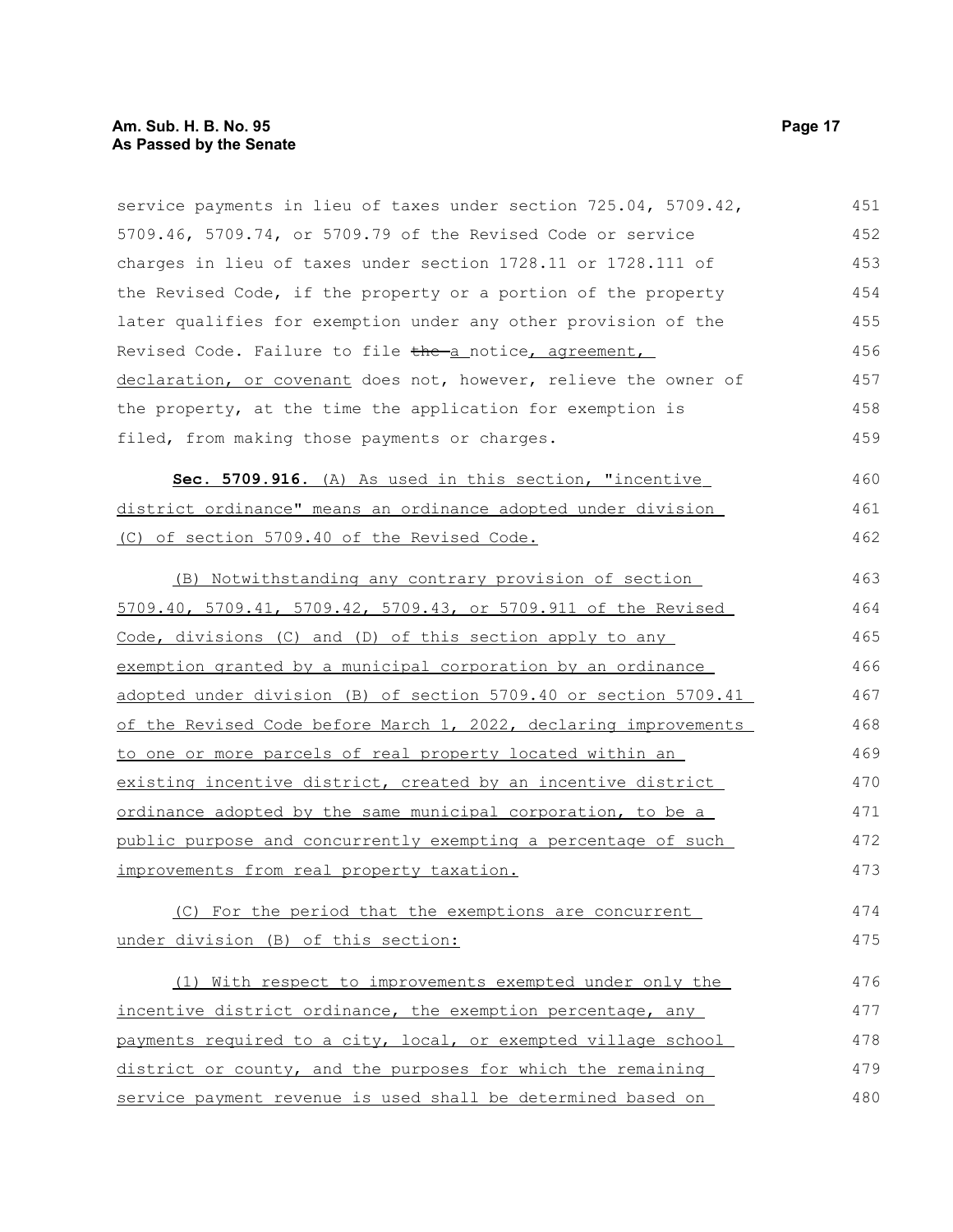service payments in lieu of taxes under section 725.04, 5709.42, 5709.46, 5709.74, or 5709.79 of the Revised Code or service charges in lieu of taxes under section 1728.11 or 1728.111 of the Revised Code, if the property or a portion of the property later qualifies for exemption under any other provision of the Revised Code. Failure to file ~~the~~ a notice, agreement, declaration, or covenant does not, however, relieve the owner of the property, at the time the application for exemption is filed, from making those payments or charges.

**Sec. 5709.916.** (A) As used in this section, "incentive district ordinance" means an ordinance adopted under division (C) of section 5709.40 of the Revised Code.

(B) Notwithstanding any contrary provision of section 5709.40, 5709.41, 5709.42, 5709.43, or 5709.911 of the Revised Code, divisions (C) and (D) of this section apply to any exemption granted by a municipal corporation by an ordinance adopted under division (B) of section 5709.40 or section 5709.41 of the Revised Code before March 1, 2022, declaring improvements to one or more parcels of real property located within an existing incentive district, created by an incentive district ordinance adopted by the same municipal corporation, to be a public purpose and concurrently exempting a percentage of such improvements from real property taxation.

(C) For the period that the exemptions are concurrent under division (B) of this section:

(1) With respect to improvements exempted under only the incentive district ordinance, the exemption percentage, any payments required to a city, local, or exempted village school district or county, and the purposes for which the remaining service payment revenue is used shall be determined based on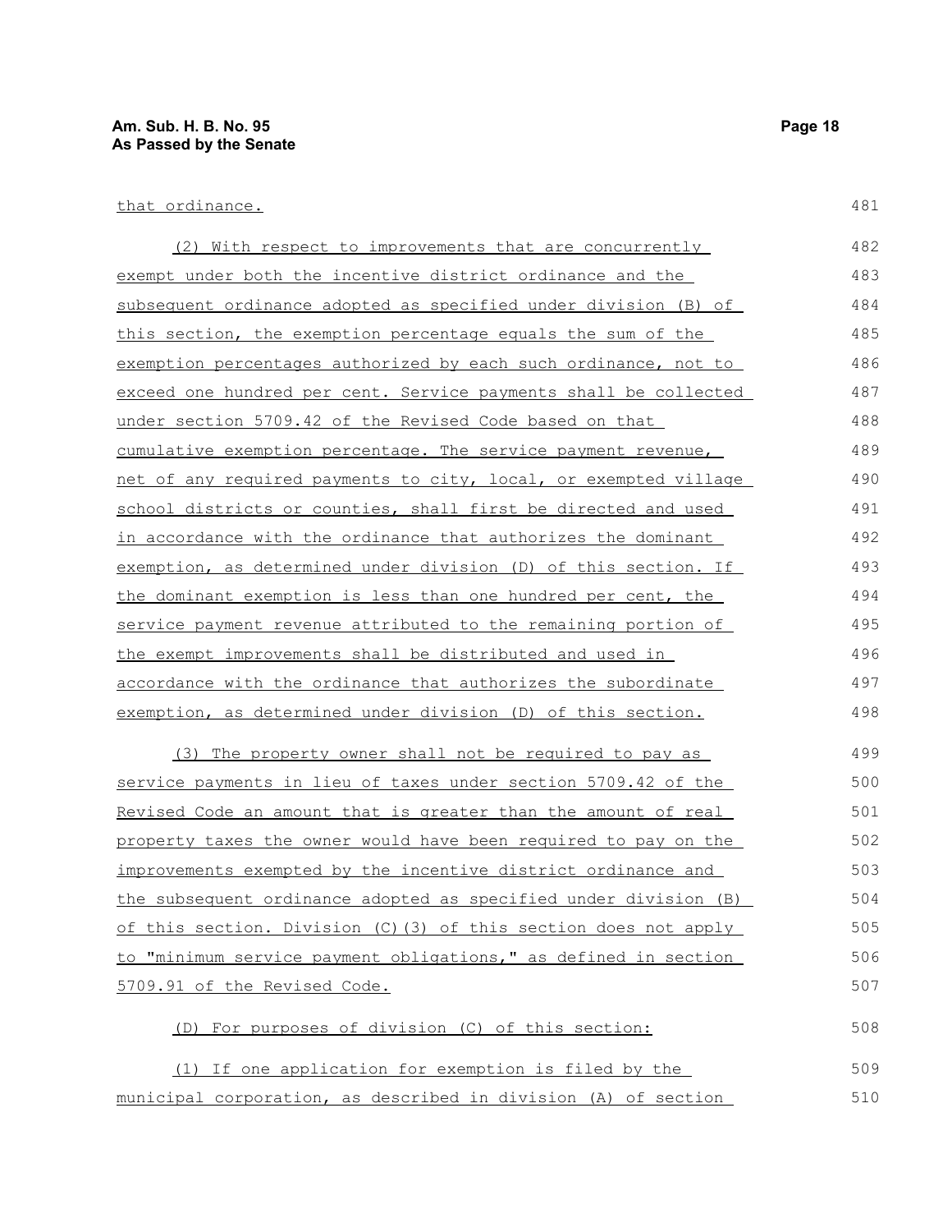that ordinance.

(2) With respect to improvements that are concurrently exempt under both the incentive district ordinance and the subsequent ordinance adopted as specified under division (B) of this section, the exemption percentage equals the sum of the exemption percentages authorized by each such ordinance, not to exceed one hundred per cent. Service payments shall be collected under section 5709.42 of the Revised Code based on that cumulative exemption percentage. The service payment revenue, net of any required payments to city, local, or exempted village school districts or counties, shall first be directed and used in accordance with the ordinance that authorizes the dominant exemption, as determined under division (D) of this section. If the dominant exemption is less than one hundred per cent, the service payment revenue attributed to the remaining portion of the exempt improvements shall be distributed and used in accordance with the ordinance that authorizes the subordinate exemption, as determined under division (D) of this section.

(3) The property owner shall not be required to pay as service payments in lieu of taxes under section 5709.42 of the Revised Code an amount that is greater than the amount of real property taxes the owner would have been required to pay on the improvements exempted by the incentive district ordinance and the subsequent ordinance adopted as specified under division (B) of this section. Division (C)(3) of this section does not apply to "minimum service payment obligations," as defined in section 5709.91 of the Revised Code.

(D) For purposes of division (C) of this section:

(1) If one application for exemption is filed by the municipal corporation, as described in division (A) of section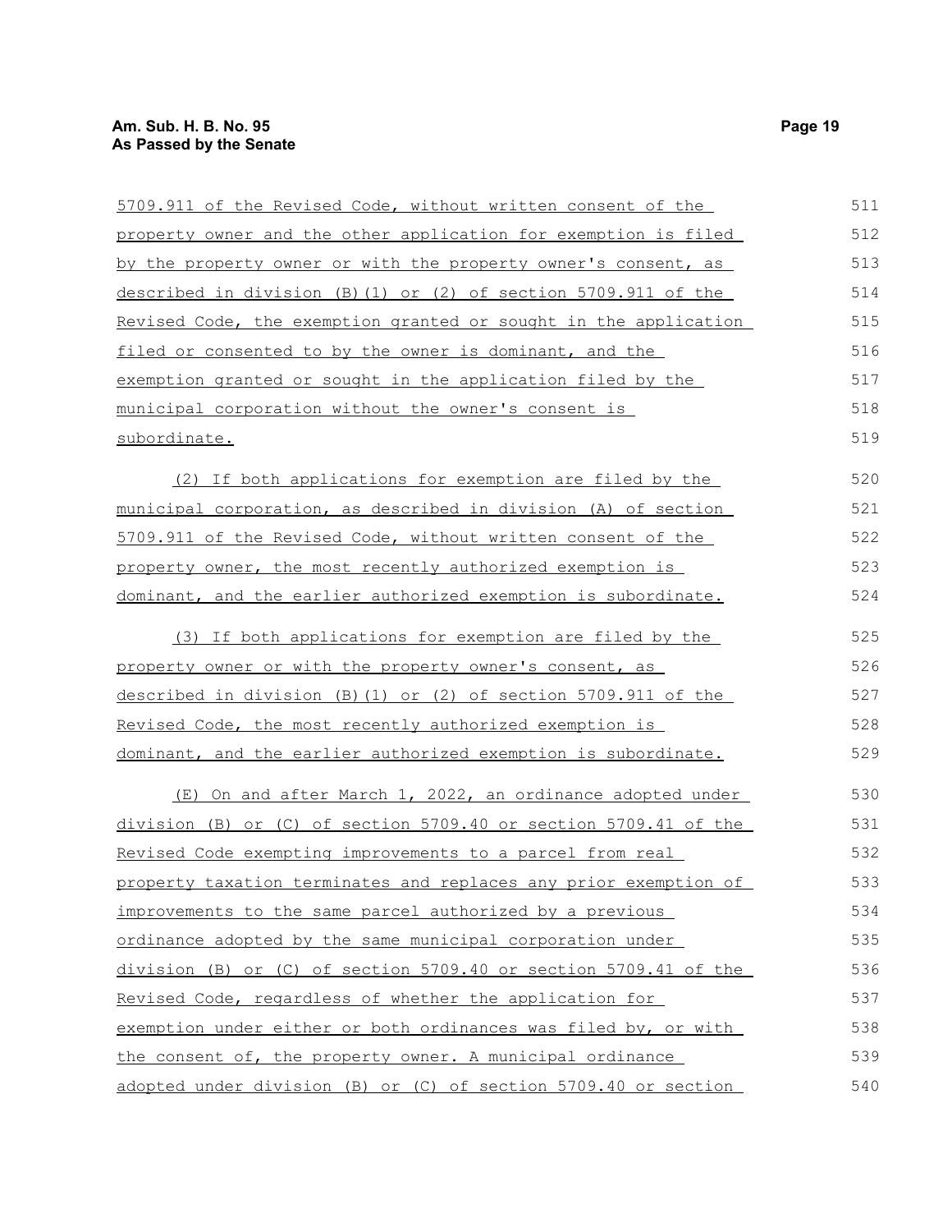5709.911 of the Revised Code, without written consent of the property owner and the other application for exemption is filed by the property owner or with the property owner's consent, as described in division (B)(1) or (2) of section 5709.911 of the Revised Code, the exemption granted or sought in the application filed or consented to by the owner is dominant, and the exemption granted or sought in the application filed by the municipal corporation without the owner's consent is subordinate.

(2) If both applications for exemption are filed by the municipal corporation, as described in division (A) of section 5709.911 of the Revised Code, without written consent of the property owner, the most recently authorized exemption is dominant, and the earlier authorized exemption is subordinate.

(3) If both applications for exemption are filed by the property owner or with the property owner's consent, as described in division (B)(1) or (2) of section 5709.911 of the Revised Code, the most recently authorized exemption is dominant, and the earlier authorized exemption is subordinate.

(E) On and after March 1, 2022, an ordinance adopted under division (B) or (C) of section 5709.40 or section 5709.41 of the Revised Code exempting improvements to a parcel from real property taxation terminates and replaces any prior exemption of improvements to the same parcel authorized by a previous ordinance adopted by the same municipal corporation under division (B) or (C) of section 5709.40 or section 5709.41 of the Revised Code, regardless of whether the application for exemption under either or both ordinances was filed by, or with the consent of, the property owner. A municipal ordinance adopted under division (B) or (C) of section 5709.40 or section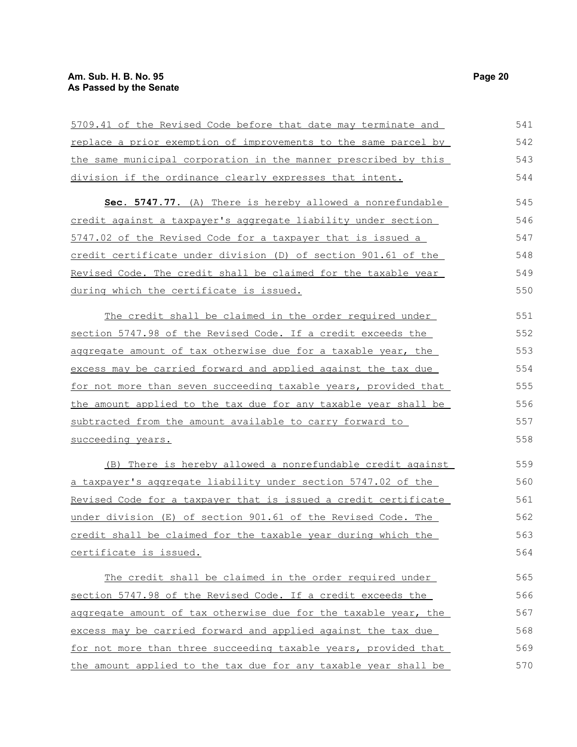5709.41 of the Revised Code before that date may terminate and replace a prior exemption of improvements to the same parcel by the same municipal corporation in the manner prescribed by this division if the ordinance clearly expresses that intent.

**Sec. 5747.77.** (A) There is hereby allowed a nonrefundable credit against a taxpayer's aggregate liability under section 5747.02 of the Revised Code for a taxpayer that is issued a credit certificate under division (D) of section 901.61 of the Revised Code. The credit shall be claimed for the taxable year during which the certificate is issued.

The credit shall be claimed in the order required under section 5747.98 of the Revised Code. If a credit exceeds the aggregate amount of tax otherwise due for a taxable year, the excess may be carried forward and applied against the tax due for not more than seven succeeding taxable years, provided that the amount applied to the tax due for any taxable year shall be subtracted from the amount available to carry forward to succeeding years.

(B) There is hereby allowed a nonrefundable credit against a taxpayer's aggregate liability under section 5747.02 of the Revised Code for a taxpayer that is issued a credit certificate under division (E) of section 901.61 of the Revised Code. The credit shall be claimed for the taxable year during which the certificate is issued.

The credit shall be claimed in the order required under section 5747.98 of the Revised Code. If a credit exceeds the aggregate amount of tax otherwise due for the taxable year, the excess may be carried forward and applied against the tax due for not more than three succeeding taxable years, provided that the amount applied to the tax due for any taxable year shall be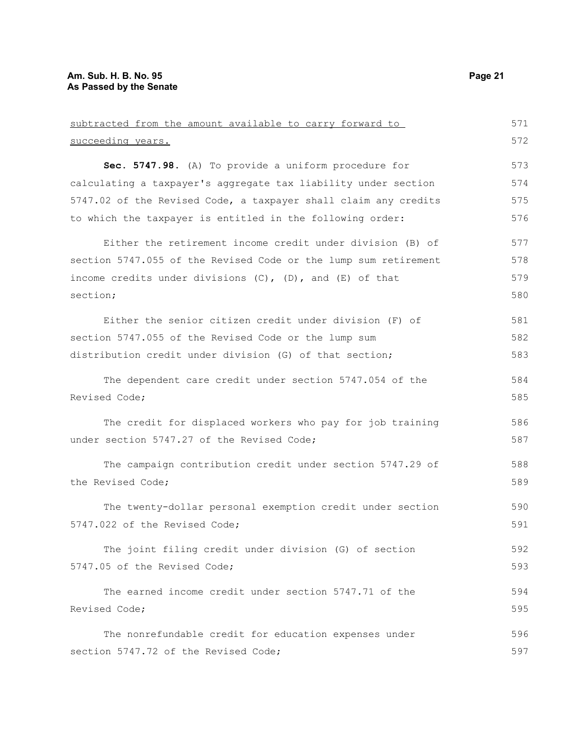subtracted from the amount available to carry forward to succeeding years.

**Sec. 5747.98.** (A) To provide a uniform procedure for calculating a taxpayer's aggregate tax liability under section 5747.02 of the Revised Code, a taxpayer shall claim any credits to which the taxpayer is entitled in the following order:

Either the retirement income credit under division (B) of section 5747.055 of the Revised Code or the lump sum retirement income credits under divisions (C), (D), and (E) of that section;

Either the senior citizen credit under division (F) of section 5747.055 of the Revised Code or the lump sum distribution credit under division (G) of that section;

The dependent care credit under section 5747.054 of the Revised Code;

The credit for displaced workers who pay for job training under section 5747.27 of the Revised Code;

The campaign contribution credit under section 5747.29 of the Revised Code;

The twenty-dollar personal exemption credit under section 5747.022 of the Revised Code;

The joint filing credit under division (G) of section 5747.05 of the Revised Code;

The earned income credit under section 5747.71 of the Revised Code;

The nonrefundable credit for education expenses under section 5747.72 of the Revised Code;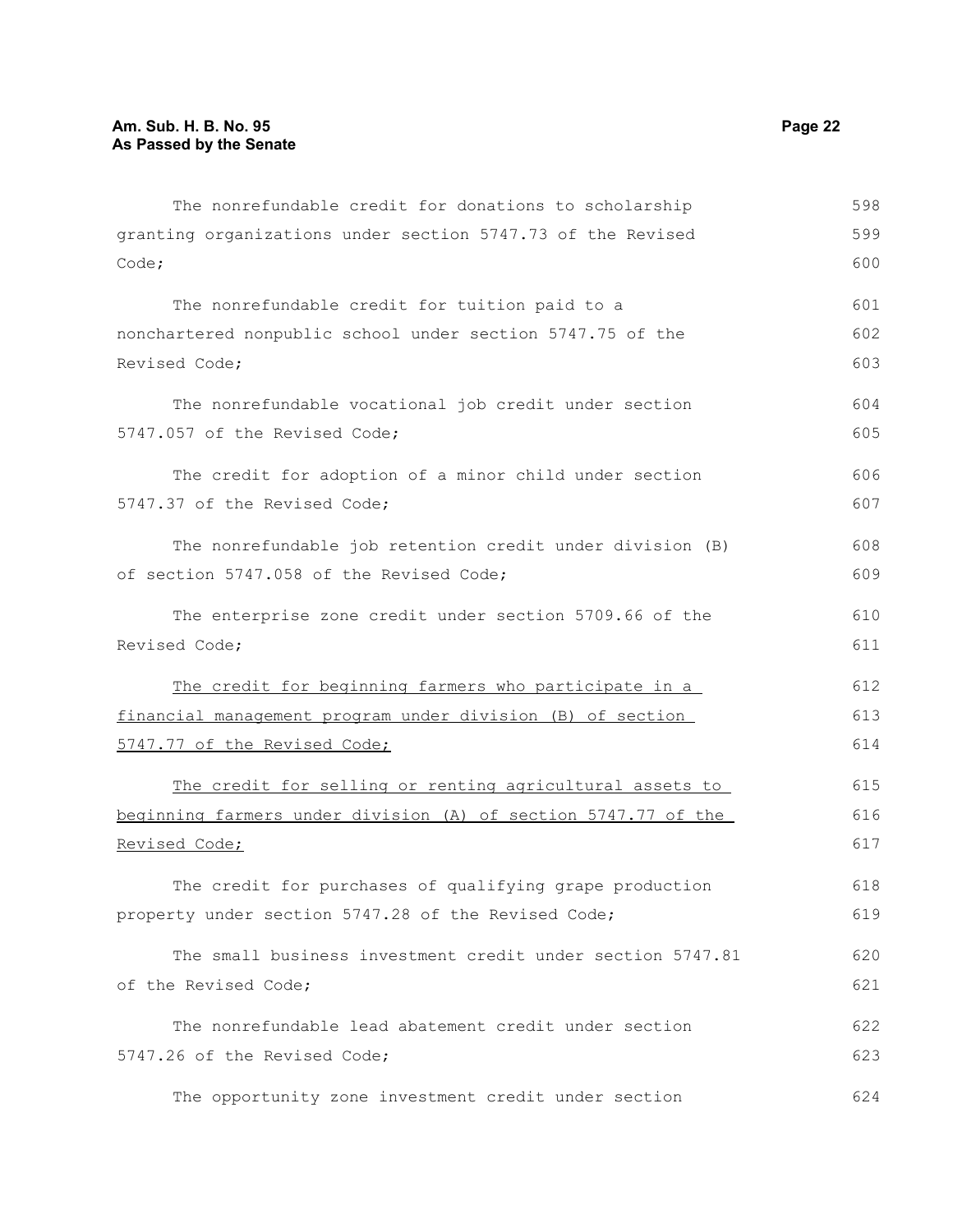The nonrefundable credit for donations to scholarship granting organizations under section 5747.73 of the Revised Code;

The nonrefundable credit for tuition paid to a nonchartered nonpublic school under section 5747.75 of the Revised Code;

The nonrefundable vocational job credit under section 5747.057 of the Revised Code;

The credit for adoption of a minor child under section 5747.37 of the Revised Code;

The nonrefundable job retention credit under division (B) of section 5747.058 of the Revised Code;

The enterprise zone credit under section 5709.66 of the Revised Code;

<u>The credit for beginning farmers who participate in a financial management program under division (B) of section 5747.77 of the Revised Code;</u>

<u>The credit for selling or renting agricultural assets to beginning farmers under division (A) of section 5747.77 of the Revised Code;</u>

The credit for purchases of qualifying grape production property under section 5747.28 of the Revised Code;

The small business investment credit under section 5747.81 of the Revised Code;

The nonrefundable lead abatement credit under section 5747.26 of the Revised Code;

The opportunity zone investment credit under section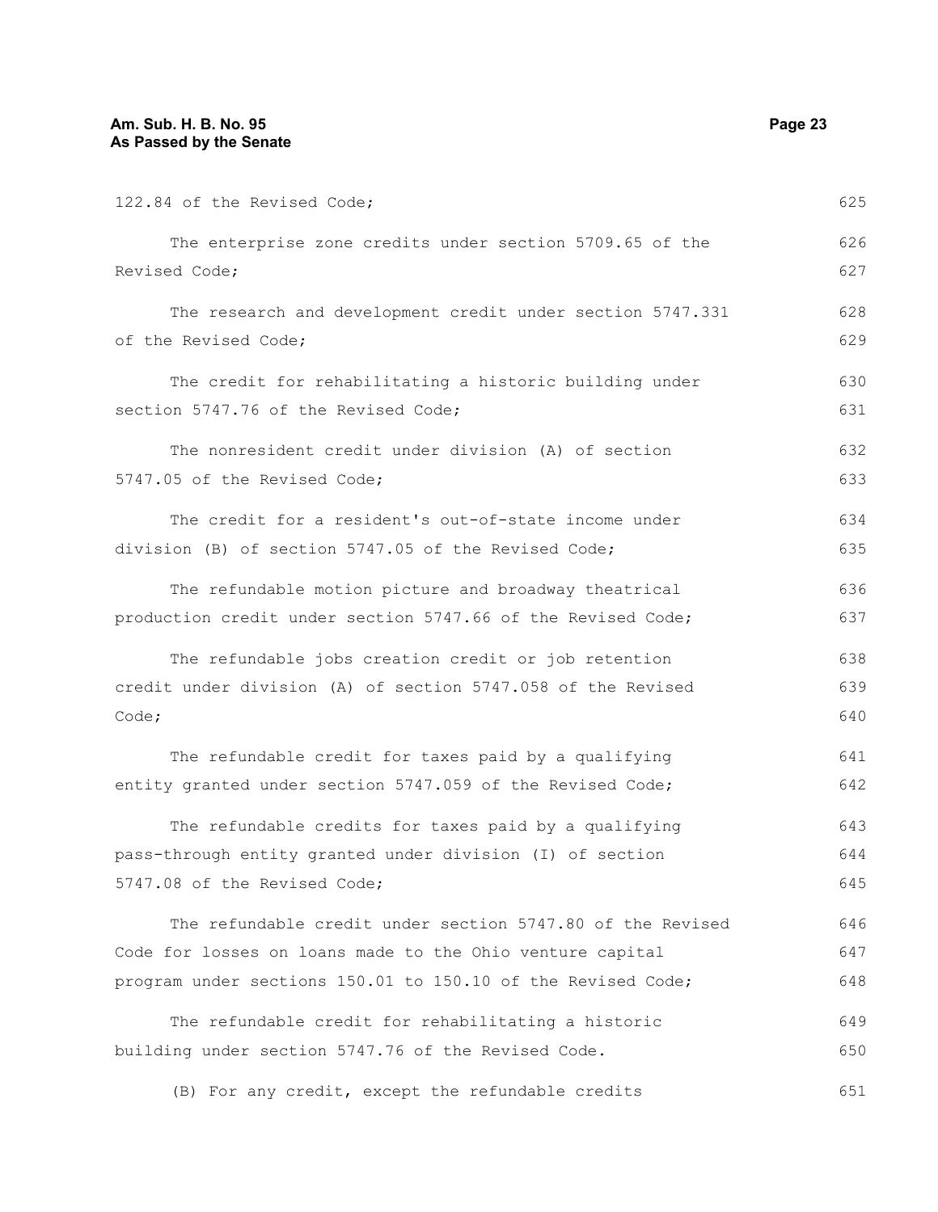122.84 of the Revised Code;

The enterprise zone credits under section 5709.65 of the Revised Code;

The research and development credit under section 5747.331 of the Revised Code;

The credit for rehabilitating a historic building under section 5747.76 of the Revised Code;

The nonresident credit under division (A) of section 5747.05 of the Revised Code;

The credit for a resident's out-of-state income under division (B) of section 5747.05 of the Revised Code;

The refundable motion picture and broadway theatrical production credit under section 5747.66 of the Revised Code;

The refundable jobs creation credit or job retention credit under division (A) of section 5747.058 of the Revised Code;

The refundable credit for taxes paid by a qualifying entity granted under section 5747.059 of the Revised Code;

The refundable credits for taxes paid by a qualifying pass-through entity granted under division (I) of section 5747.08 of the Revised Code;

The refundable credit under section 5747.80 of the Revised Code for losses on loans made to the Ohio venture capital program under sections 150.01 to 150.10 of the Revised Code;

The refundable credit for rehabilitating a historic building under section 5747.76 of the Revised Code.

(B) For any credit, except the refundable credits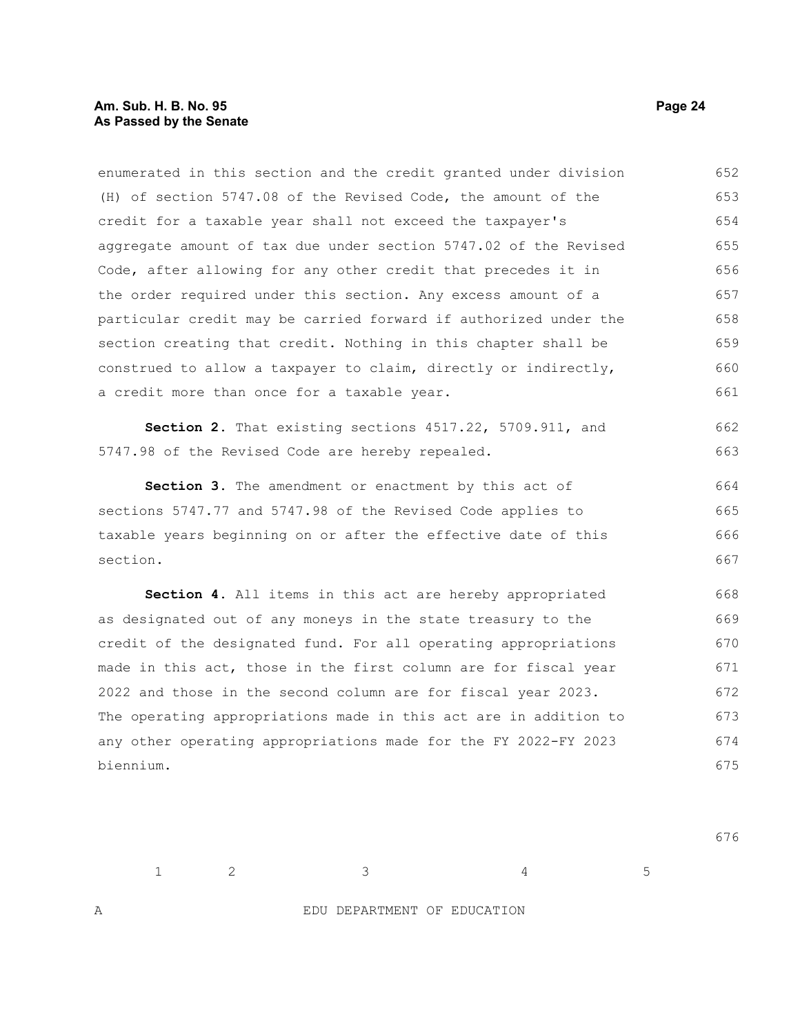enumerated in this section and the credit granted under division (H) of section 5747.08 of the Revised Code, the amount of the credit for a taxable year shall not exceed the taxpayer's aggregate amount of tax due under section 5747.02 of the Revised Code, after allowing for any other credit that precedes it in the order required under this section. Any excess amount of a particular credit may be carried forward if authorized under the section creating that credit. Nothing in this chapter shall be construed to allow a taxpayer to claim, directly or indirectly, a credit more than once for a taxable year.

**Section 2.** That existing sections 4517.22, 5709.911, and 5747.98 of the Revised Code are hereby repealed.

**Section 3.** The amendment or enactment by this act of sections 5747.77 and 5747.98 of the Revised Code applies to taxable years beginning on or after the effective date of this section.

**Section 4.** All items in this act are hereby appropriated as designated out of any moneys in the state treasury to the credit of the designated fund. For all operating appropriations made in this act, those in the first column are for fiscal year 2022 and those in the second column are for fiscal year 2023. The operating appropriations made in this act are in addition to any other operating appropriations made for the FY 2022-FY 2023 biennium.

| | 1 | 2 | 3 | 4 | 5 |
|---|---|---|---|---|---|
| A | | | EDU DEPARTMENT OF EDUCATION | | |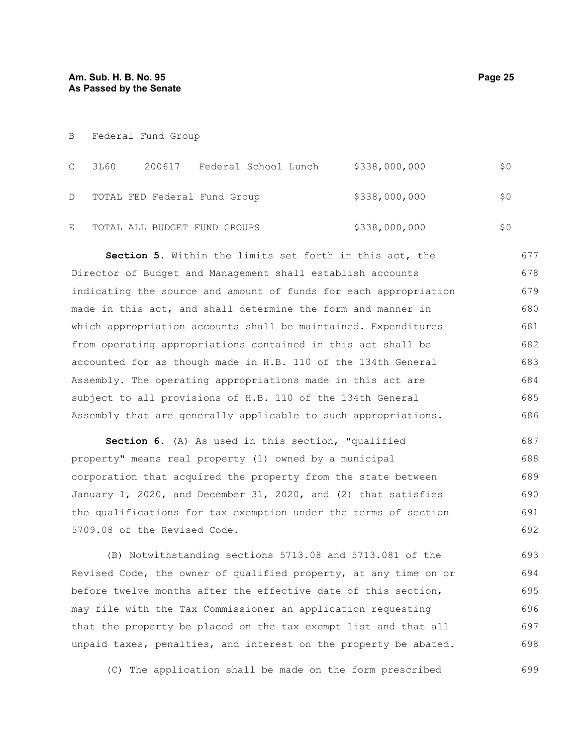| | | | | | |
|---|---|---|---|---|---|
| B | Federal Fund Group | | | | |
| C | 3L60 | 200617 | Federal School Lunch | $338,000,000 | $0 |
| D | TOTAL FED Federal Fund Group | | | $338,000,000 | $0 |
| E | TOTAL ALL BUDGET FUND GROUPS | | | $338,000,000 | $0 |

**Section 5.** Within the limits set forth in this act, the Director of Budget and Management shall establish accounts indicating the source and amount of funds for each appropriation made in this act, and shall determine the form and manner in which appropriation accounts shall be maintained. Expenditures from operating appropriations contained in this act shall be accounted for as though made in H.B. 110 of the 134th General Assembly. The operating appropriations made in this act are subject to all provisions of H.B. 110 of the 134th General Assembly that are generally applicable to such appropriations.

**Section 6.** (A) As used in this section, "qualified property" means real property (1) owned by a municipal corporation that acquired the property from the state between January 1, 2020, and December 31, 2020, and (2) that satisfies the qualifications for tax exemption under the terms of section 5709.08 of the Revised Code.

(B) Notwithstanding sections 5713.08 and 5713.081 of the Revised Code, the owner of qualified property, at any time on or before twelve months after the effective date of this section, may file with the Tax Commissioner an application requesting that the property be placed on the tax exempt list and that all unpaid taxes, penalties, and interest on the property be abated.

(C) The application shall be made on the form prescribed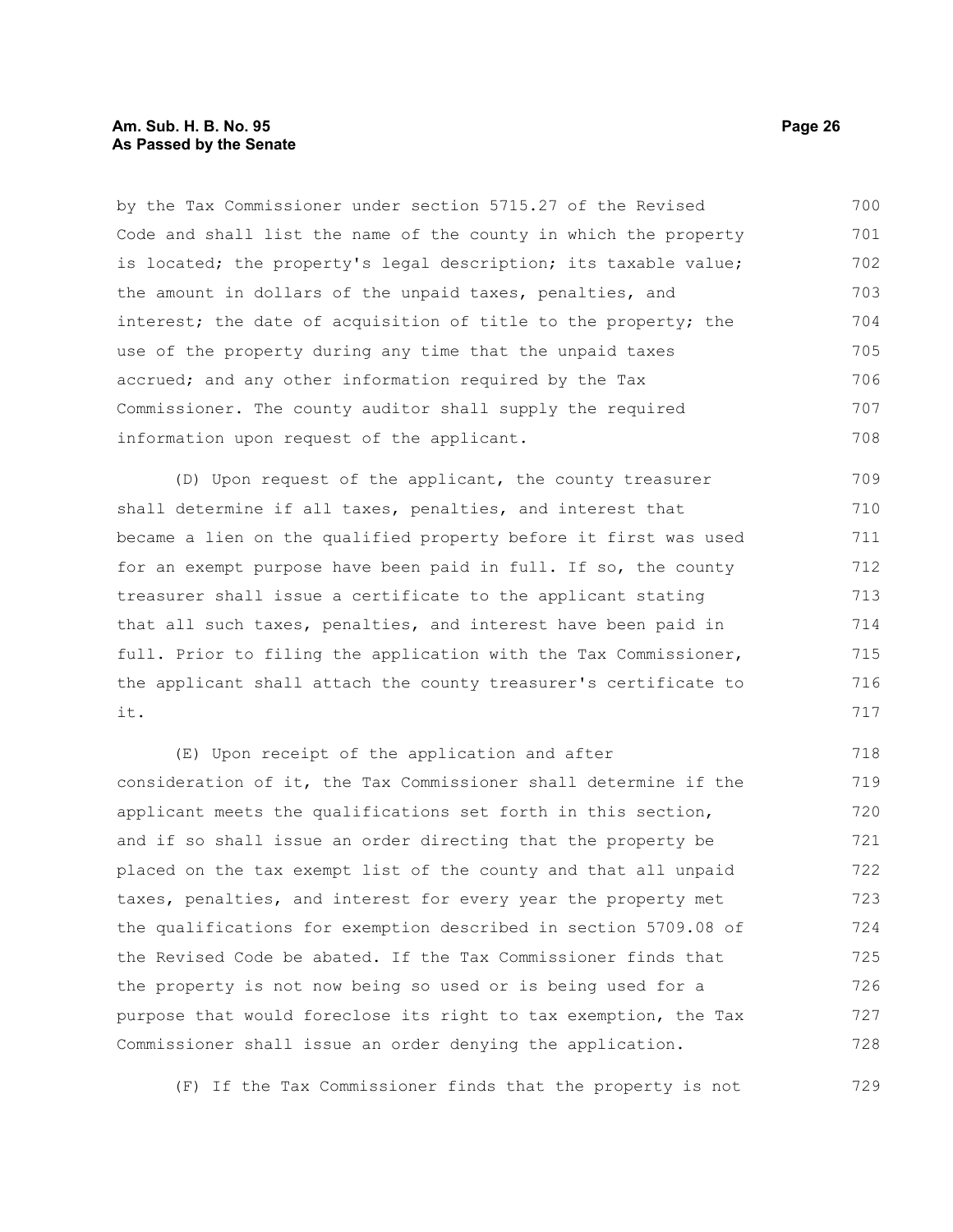by the Tax Commissioner under section 5715.27 of the Revised Code and shall list the name of the county in which the property is located; the property's legal description; its taxable value; the amount in dollars of the unpaid taxes, penalties, and interest; the date of acquisition of title to the property; the use of the property during any time that the unpaid taxes accrued; and any other information required by the Tax Commissioner. The county auditor shall supply the required information upon request of the applicant.

(D) Upon request of the applicant, the county treasurer shall determine if all taxes, penalties, and interest that became a lien on the qualified property before it first was used for an exempt purpose have been paid in full. If so, the county treasurer shall issue a certificate to the applicant stating that all such taxes, penalties, and interest have been paid in full. Prior to filing the application with the Tax Commissioner, the applicant shall attach the county treasurer's certificate to it.

(E) Upon receipt of the application and after consideration of it, the Tax Commissioner shall determine if the applicant meets the qualifications set forth in this section, and if so shall issue an order directing that the property be placed on the tax exempt list of the county and that all unpaid taxes, penalties, and interest for every year the property met the qualifications for exemption described in section 5709.08 of the Revised Code be abated. If the Tax Commissioner finds that the property is not now being so used or is being used for a purpose that would foreclose its right to tax exemption, the Tax Commissioner shall issue an order denying the application.

(F) If the Tax Commissioner finds that the property is not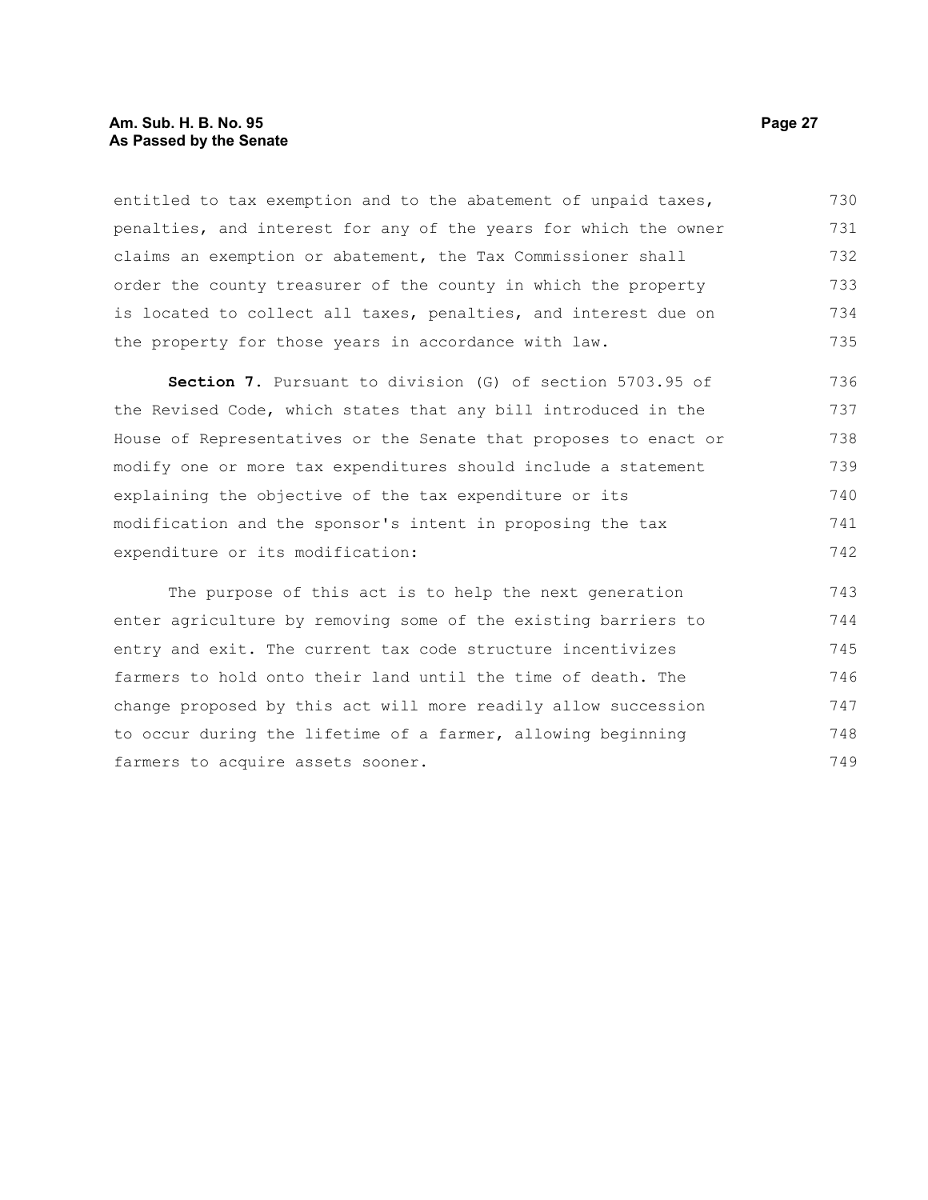entitled to tax exemption and to the abatement of unpaid taxes, penalties, and interest for any of the years for which the owner claims an exemption or abatement, the Tax Commissioner shall order the county treasurer of the county in which the property is located to collect all taxes, penalties, and interest due on the property for those years in accordance with law.

**Section 7.** Pursuant to division (G) of section 5703.95 of the Revised Code, which states that any bill introduced in the House of Representatives or the Senate that proposes to enact or modify one or more tax expenditures should include a statement explaining the objective of the tax expenditure or its modification and the sponsor's intent in proposing the tax expenditure or its modification:

The purpose of this act is to help the next generation enter agriculture by removing some of the existing barriers to entry and exit. The current tax code structure incentivizes farmers to hold onto their land until the time of death. The change proposed by this act will more readily allow succession to occur during the lifetime of a farmer, allowing beginning farmers to acquire assets sooner.